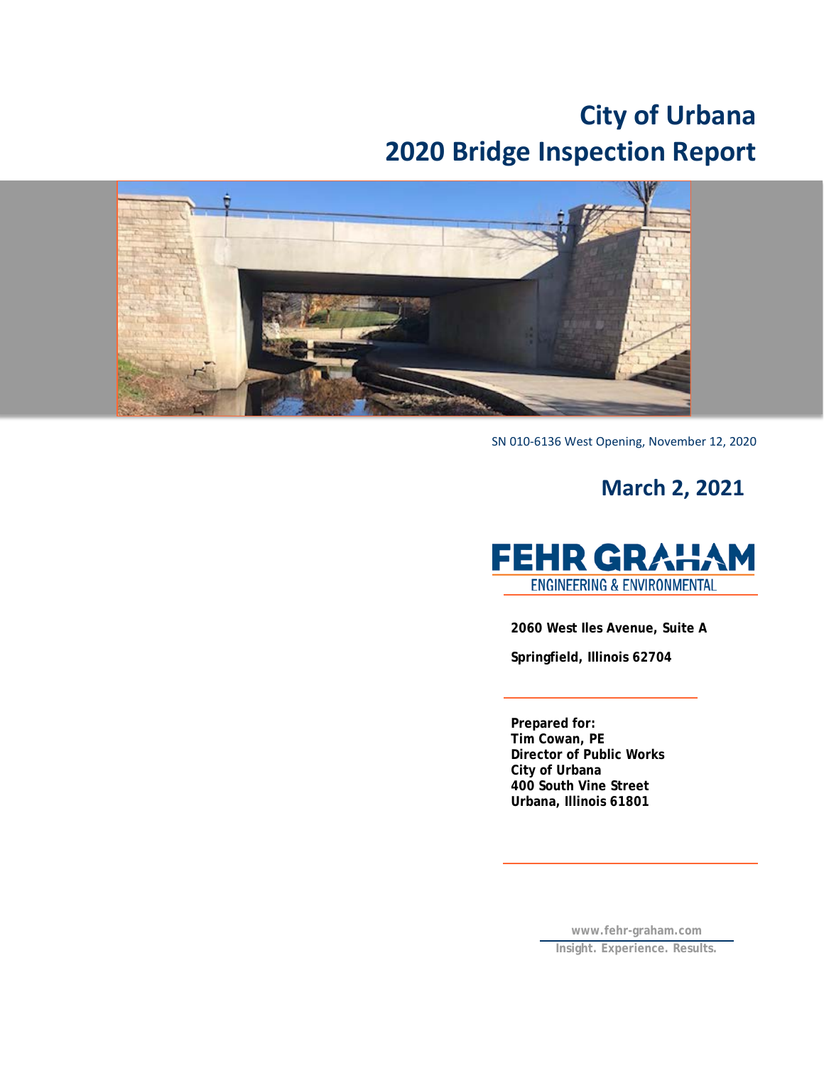# City of Urbana
# 2020 Bridge Inspection Report

SN 010-6136 West Opening, November 12, 2020

## March 2, 2021

**FEHR GRAHAM**
ENGINEERING & ENVIRONMENTAL

**2060 West Iles Avenue, Suite A**

**Springfield, Illinois 62704**

**Prepared for:**
**Tim Cowan, PE**
**Director of Public Works**
**City of Urbana**
**400 South Vine Street**
**Urbana, Illinois 61801**

www.fehr-graham.com
Insight. Experience. Results.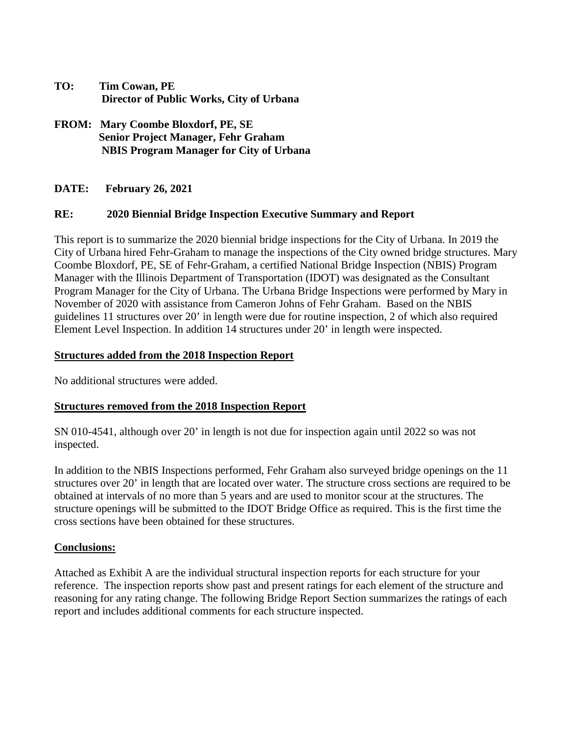**TO:** **Tim Cowan, PE**
**Director of Public Works, City of Urbana**

**FROM:** **Mary Coombe Bloxdorf, PE, SE**
**Senior Project Manager, Fehr Graham**
**NBIS Program Manager for City of Urbana**

**DATE:** **February 26, 2021**

**RE:** **2020 Biennial Bridge Inspection Executive Summary and Report**

This report is to summarize the 2020 biennial bridge inspections for the City of Urbana. In 2019 the City of Urbana hired Fehr-Graham to manage the inspections of the City owned bridge structures. Mary Coombe Bloxdorf, PE, SE of Fehr-Graham, a certified National Bridge Inspection (NBIS) Program Manager with the Illinois Department of Transportation (IDOT) was designated as the Consultant Program Manager for the City of Urbana. The Urbana Bridge Inspections were performed by Mary in November of 2020 with assistance from Cameron Johns of Fehr Graham. Based on the NBIS guidelines 11 structures over 20' in length were due for routine inspection, 2 of which also required Element Level Inspection. In addition 14 structures under 20' in length were inspected.

## Structures added from the 2018 Inspection Report

No additional structures were added.

## Structures removed from the 2018 Inspection Report

SN 010-4541, although over 20' in length is not due for inspection again until 2022 so was not inspected.

In addition to the NBIS Inspections performed, Fehr Graham also surveyed bridge openings on the 11 structures over 20' in length that are located over water. The structure cross sections are required to be obtained at intervals of no more than 5 years and are used to monitor scour at the structures. The structure openings will be submitted to the IDOT Bridge Office as required. This is the first time the cross sections have been obtained for these structures.

## Conclusions:

Attached as Exhibit A are the individual structural inspection reports for each structure for your reference. The inspection reports show past and present ratings for each element of the structure and reasoning for any rating change. The following Bridge Report Section summarizes the ratings of each report and includes additional comments for each structure inspected.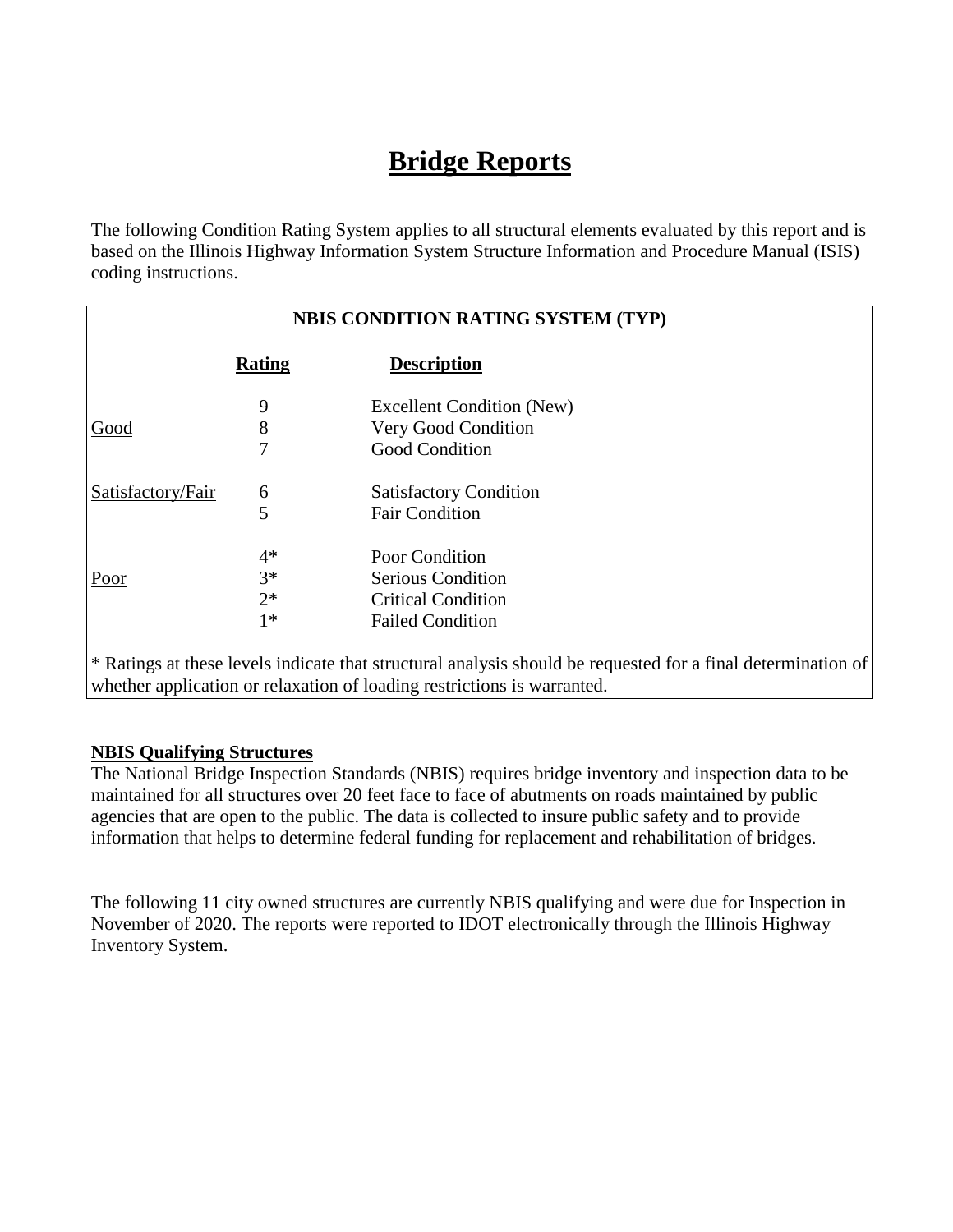# Bridge Reports

The following Condition Rating System applies to all structural elements evaluated by this report and is based on the Illinois Highway Information System Structure Information and Procedure Manual (ISIS) coding instructions.

| NBIS CONDITION RATING SYSTEM (TYP) | | |
|---|---|---|
| | **Rating** | **Description** |
| | 9 | Excellent Condition (New) |
| Good | 8 | Very Good Condition |
| | 7 | Good Condition |
| Satisfactory/Fair | 6 | Satisfactory Condition |
| | 5 | Fair Condition |
| | 4* | Poor Condition |
| Poor | 3* | Serious Condition |
| | 2* | Critical Condition |
| | 1* | Failed Condition |

* Ratings at these levels indicate that structural analysis should be requested for a final determination of whether application or relaxation of loading restrictions is warranted.

**NBIS Qualifying Structures**

The National Bridge Inspection Standards (NBIS) requires bridge inventory and inspection data to be maintained for all structures over 20 feet face to face of abutments on roads maintained by public agencies that are open to the public. The data is collected to insure public safety and to provide information that helps to determine federal funding for replacement and rehabilitation of bridges.

The following 11 city owned structures are currently NBIS qualifying and were due for Inspection in November of 2020. The reports were reported to IDOT electronically through the Illinois Highway Inventory System.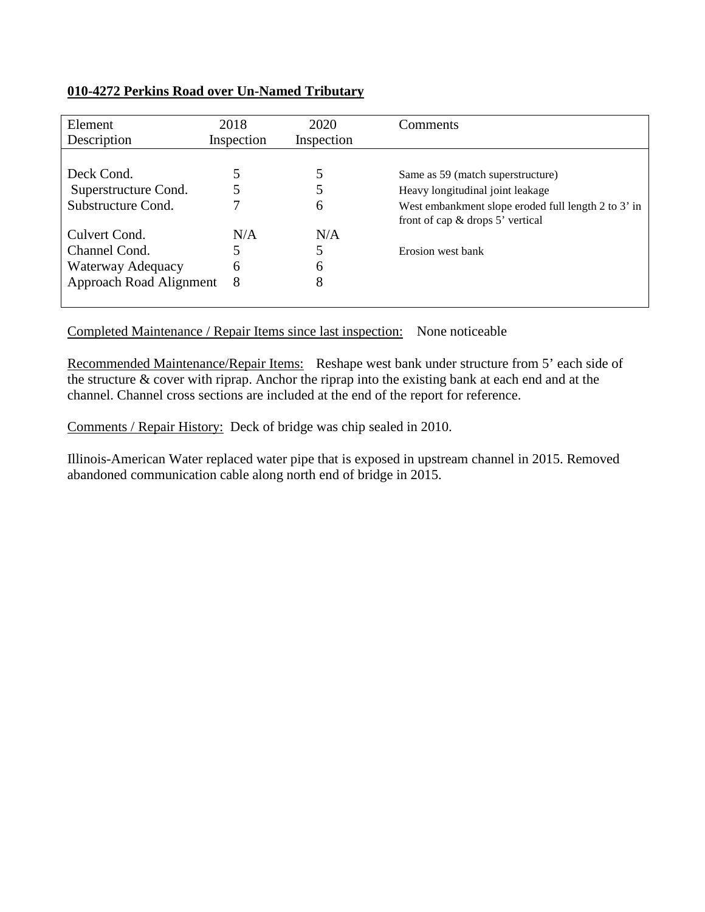**010-4272 Perkins Road over Un-Named Tributary**

| Element Description | 2018 Inspection | 2020 Inspection | Comments |
|---|---|---|---|
| Deck Cond. | 5 | 5 | Same as 59 (match superstructure) |
| Superstructure Cond. | 5 | 5 | Heavy longitudinal joint leakage |
| Substructure Cond. | 7 | 6 | West embankment slope eroded full length 2 to 3' in front of cap & drops 5' vertical |
| Culvert Cond. | N/A | N/A | |
| Channel Cond. | 5 | 5 | Erosion west bank |
| Waterway Adequacy | 6 | 6 | |
| Approach Road Alignment | 8 | 8 | |

Completed Maintenance / Repair Items since last inspection: None noticeable

Recommended Maintenance/Repair Items: Reshape west bank under structure from 5' each side of the structure & cover with riprap. Anchor the riprap into the existing bank at each end and at the channel. Channel cross sections are included at the end of the report for reference.

Comments / Repair History: Deck of bridge was chip sealed in 2010.

Illinois-American Water replaced water pipe that is exposed in upstream channel in 2015. Removed abandoned communication cable along north end of bridge in 2015.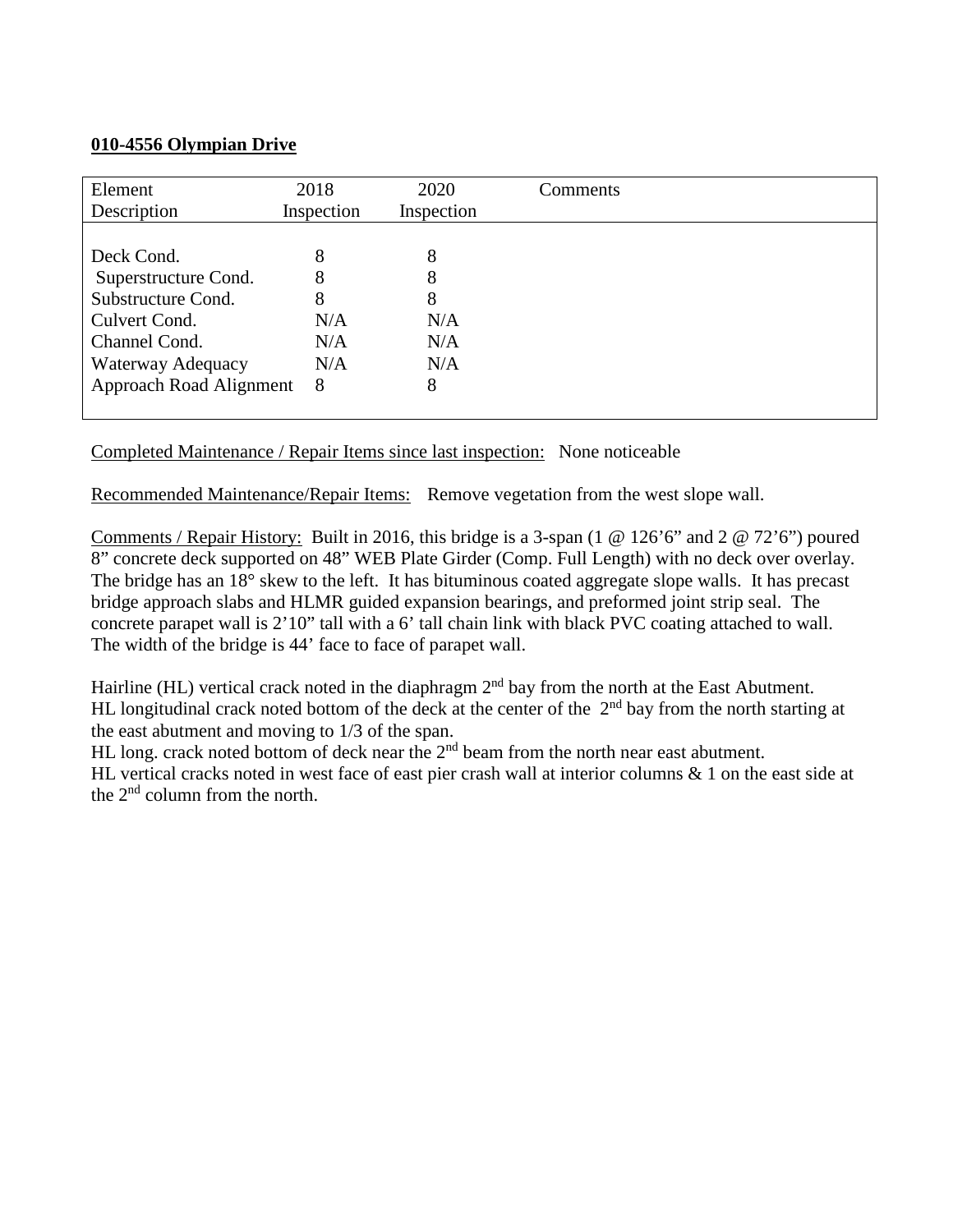**010-4556 Olympian Drive**

| Element Description | 2018 Inspection | 2020 Inspection | Comments |
|---|---|---|---|
| Deck Cond. | 8 | 8 | |
| Superstructure Cond. | 8 | 8 | |
| Substructure Cond. | 8 | 8 | |
| Culvert Cond. | N/A | N/A | |
| Channel Cond. | N/A | N/A | |
| Waterway Adequacy | N/A | N/A | |
| Approach Road Alignment | 8 | 8 | |

Completed Maintenance / Repair Items since last inspection: None noticeable

Recommended Maintenance/Repair Items: Remove vegetation from the west slope wall.

Comments / Repair History: Built in 2016, this bridge is a 3-span (1 @ 126'6" and 2 @ 72'6") poured 8" concrete deck supported on 48" WEB Plate Girder (Comp. Full Length) with no deck over overlay. The bridge has an 18° skew to the left. It has bituminous coated aggregate slope walls. It has precast bridge approach slabs and HLMR guided expansion bearings, and preformed joint strip seal. The concrete parapet wall is 2'10" tall with a 6' tall chain link with black PVC coating attached to wall. The width of the bridge is 44' face to face of parapet wall.

Hairline (HL) vertical crack noted in the diaphragm 2nd bay from the north at the East Abutment.
HL longitudinal crack noted bottom of the deck at the center of the 2nd bay from the north starting at the east abutment and moving to 1/3 of the span.
HL long. crack noted bottom of deck near the 2nd beam from the north near east abutment.
HL vertical cracks noted in west face of east pier crash wall at interior columns & 1 on the east side at the 2nd column from the north.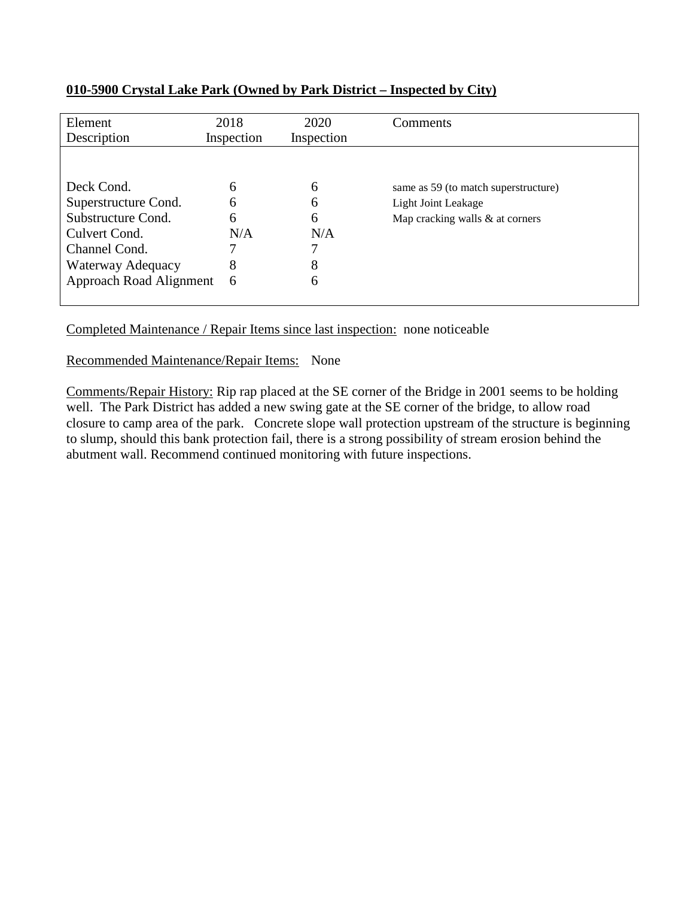**010-5900 Crystal Lake Park (Owned by Park District – Inspected by City)**

| Element Description | 2018 Inspection | 2020 Inspection | Comments |
|---|---|---|---|
| Deck Cond. | 6 | 6 | same as 59 (to match superstructure) |
| Superstructure Cond. | 6 | 6 | Light Joint Leakage |
| Substructure Cond. | 6 | 6 | Map cracking walls & at corners |
| Culvert Cond. | N/A | N/A | |
| Channel Cond. | 7 | 7 | |
| Waterway Adequacy | 8 | 8 | |
| Approach Road Alignment | 6 | 6 | |

Completed Maintenance / Repair Items since last inspection: none noticeable

Recommended Maintenance/Repair Items: None

Comments/Repair History: Rip rap placed at the SE corner of the Bridge in 2001 seems to be holding well. The Park District has added a new swing gate at the SE corner of the bridge, to allow road closure to camp area of the park. Concrete slope wall protection upstream of the structure is beginning to slump, should this bank protection fail, there is a strong possibility of stream erosion behind the abutment wall. Recommend continued monitoring with future inspections.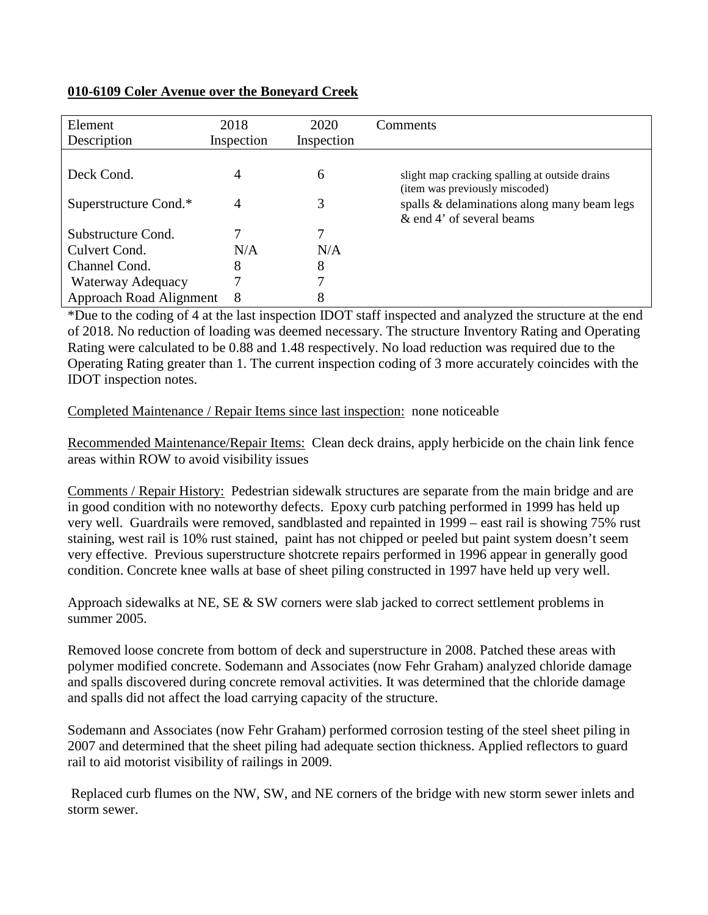**010-6109 Coler Avenue over the Boneyard Creek**

| Element Description | 2018 Inspection | 2020 Inspection | Comments |
|---|---|---|---|
| Deck Cond. | 4 | 6 | slight map cracking spalling at outside drains (item was previously miscoded) |
| Superstructure Cond.* | 4 | 3 | spalls & delaminations along many beam legs & end 4' of several beams |
| Substructure Cond. | 7 | 7 | |
| Culvert Cond. | N/A | N/A | |
| Channel Cond. | 8 | 8 | |
| Waterway Adequacy | 7 | 7 | |
| Approach Road Alignment | 8 | 8 | |

*Due to the coding of 4 at the last inspection IDOT staff inspected and analyzed the structure at the end of 2018. No reduction of loading was deemed necessary. The structure Inventory Rating and Operating Rating were calculated to be 0.88 and 1.48 respectively. No load reduction was required due to the Operating Rating greater than 1. The current inspection coding of 3 more accurately coincides with the IDOT inspection notes.

<u>Completed Maintenance / Repair Items since last inspection:</u> none noticeable

<u>Recommended Maintenance/Repair Items:</u> Clean deck drains, apply herbicide on the chain link fence areas within ROW to avoid visibility issues

<u>Comments / Repair History:</u> Pedestrian sidewalk structures are separate from the main bridge and are in good condition with no noteworthy defects. Epoxy curb patching performed in 1999 has held up very well. Guardrails were removed, sandblasted and repainted in 1999 – east rail is showing 75% rust staining, west rail is 10% rust stained, paint has not chipped or peeled but paint system doesn't seem very effective. Previous superstructure shotcrete repairs performed in 1996 appear in generally good condition. Concrete knee walls at base of sheet piling constructed in 1997 have held up very well.

Approach sidewalks at NE, SE & SW corners were slab jacked to correct settlement problems in summer 2005.

Removed loose concrete from bottom of deck and superstructure in 2008. Patched these areas with polymer modified concrete. Sodemann and Associates (now Fehr Graham) analyzed chloride damage and spalls discovered during concrete removal activities. It was determined that the chloride damage and spalls did not affect the load carrying capacity of the structure.

Sodemann and Associates (now Fehr Graham) performed corrosion testing of the steel sheet piling in 2007 and determined that the sheet piling had adequate section thickness. Applied reflectors to guard rail to aid motorist visibility of railings in 2009.

Replaced curb flumes on the NW, SW, and NE corners of the bridge with new storm sewer inlets and storm sewer.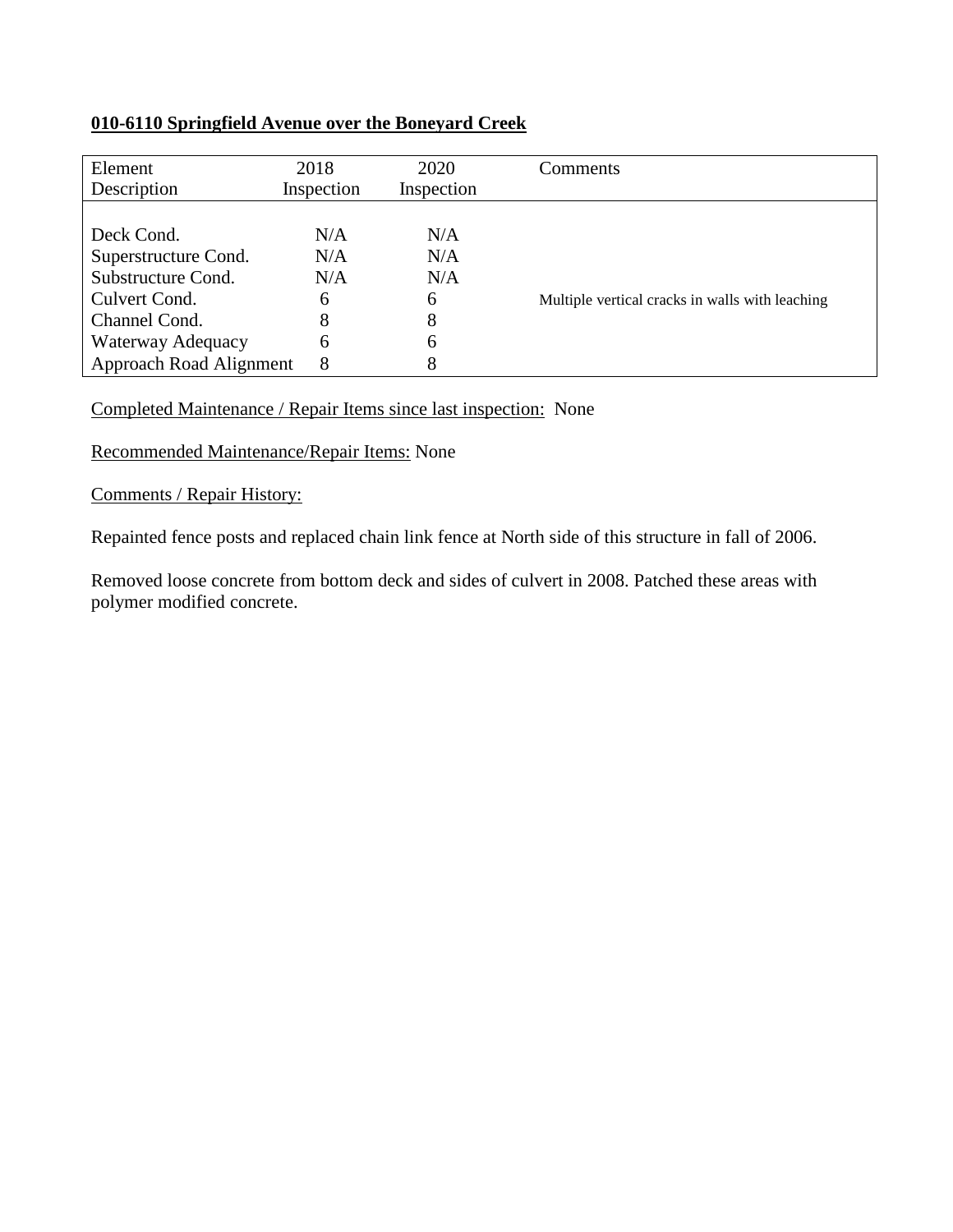**010-6110 Springfield Avenue over the Boneyard Creek**

| Element Description | 2018 Inspection | 2020 Inspection | Comments |
|---|---|---|---|
| Deck Cond. | N/A | N/A | |
| Superstructure Cond. | N/A | N/A | |
| Substructure Cond. | N/A | N/A | |
| Culvert Cond. | 6 | 6 | Multiple vertical cracks in walls with leaching |
| Channel Cond. | 8 | 8 | |
| Waterway Adequacy | 6 | 6 | |
| Approach Road Alignment | 8 | 8 | |

Completed Maintenance / Repair Items since last inspection: None

Recommended Maintenance/Repair Items: None

Comments / Repair History:

Repainted fence posts and replaced chain link fence at North side of this structure in fall of 2006.

Removed loose concrete from bottom deck and sides of culvert in 2008. Patched these areas with polymer modified concrete.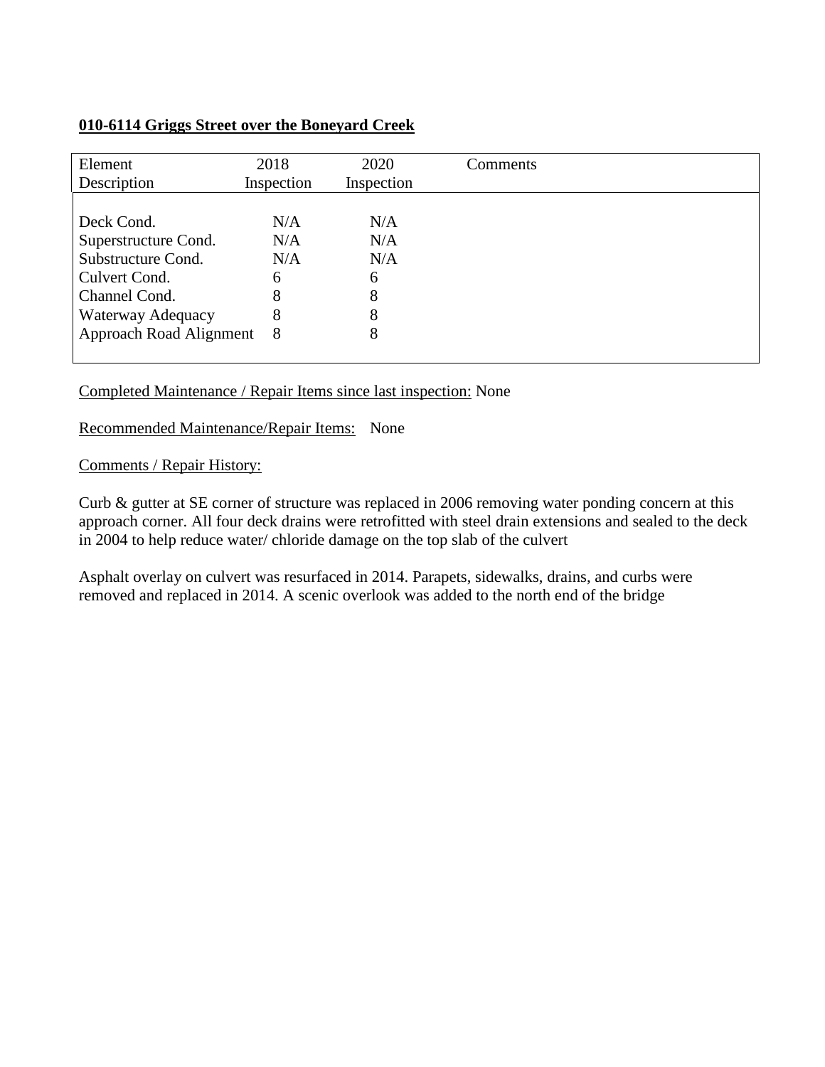**010-6114 Griggs Street over the Boneyard Creek**

| Element Description | 2018 Inspection | 2020 Inspection | Comments |
|---|---|---|---|
| Deck Cond. | N/A | N/A | |
| Superstructure Cond. | N/A | N/A | |
| Substructure Cond. | N/A | N/A | |
| Culvert Cond. | 6 | 6 | |
| Channel Cond. | 8 | 8 | |
| Waterway Adequacy | 8 | 8 | |
| Approach Road Alignment | 8 | 8 | |

Completed Maintenance / Repair Items since last inspection: None

Recommended Maintenance/Repair Items: None

Comments / Repair History:

Curb & gutter at SE corner of structure was replaced in 2006 removing water ponding concern at this approach corner. All four deck drains were retrofitted with steel drain extensions and sealed to the deck in 2004 to help reduce water/ chloride damage on the top slab of the culvert

Asphalt overlay on culvert was resurfaced in 2014. Parapets, sidewalks, drains, and curbs were removed and replaced in 2014. A scenic overlook was added to the north end of the bridge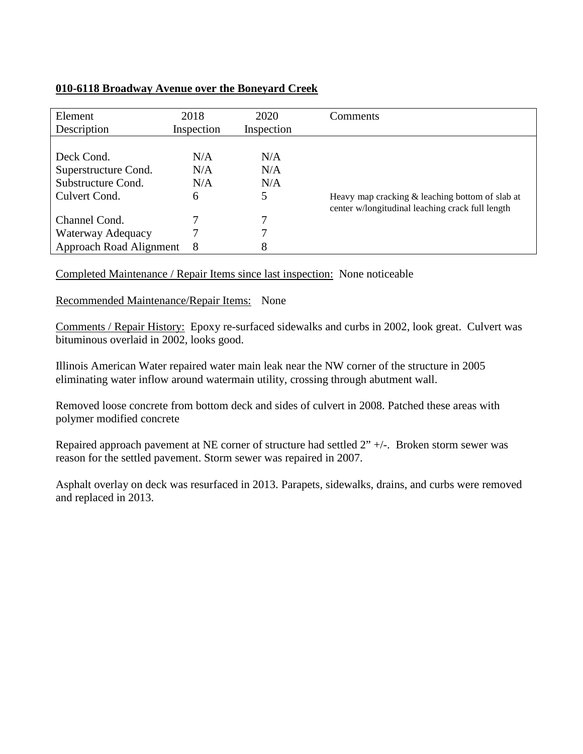**010-6118 Broadway Avenue over the Boneyard Creek**

| Element Description | 2018 Inspection | 2020 Inspection | Comments |
|---|---|---|---|
| Deck Cond. | N/A | N/A | |
| Superstructure Cond. | N/A | N/A | |
| Substructure Cond. | N/A | N/A | |
| Culvert Cond. | 6 | 5 | Heavy map cracking & leaching bottom of slab at center w/longitudinal leaching crack full length |
| Channel Cond. | 7 | 7 | |
| Waterway Adequacy | 7 | 7 | |
| Approach Road Alignment | 8 | 8 | |

Completed Maintenance / Repair Items since last inspection: None noticeable

Recommended Maintenance/Repair Items: None

Comments / Repair History: Epoxy re-surfaced sidewalks and curbs in 2002, look great. Culvert was bituminous overlaid in 2002, looks good.

Illinois American Water repaired water main leak near the NW corner of the structure in 2005 eliminating water inflow around watermain utility, crossing through abutment wall.

Removed loose concrete from bottom deck and sides of culvert in 2008. Patched these areas with polymer modified concrete

Repaired approach pavement at NE corner of structure had settled 2" +/-. Broken storm sewer was reason for the settled pavement. Storm sewer was repaired in 2007.

Asphalt overlay on deck was resurfaced in 2013. Parapets, sidewalks, drains, and curbs were removed and replaced in 2013.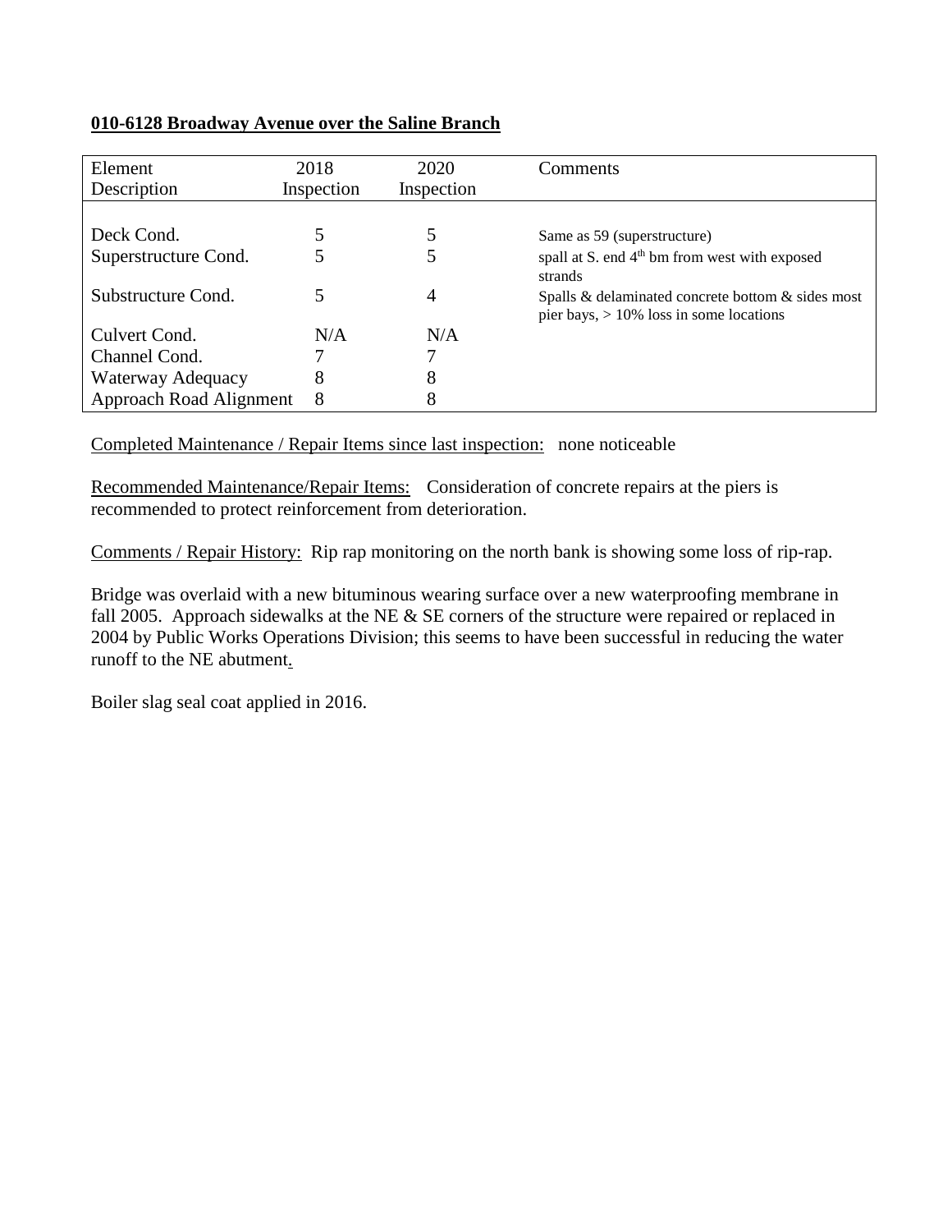**010-6128 Broadway Avenue over the Saline Branch**

| Element Description | 2018 Inspection | 2020 Inspection | Comments |
|---|---|---|---|
| Deck Cond. | 5 | 5 | Same as 59 (superstructure) |
| Superstructure Cond. | 5 | 5 | spall at S. end 4th bm from west with exposed strands |
| Substructure Cond. | 5 | 4 | Spalls & delaminated concrete bottom & sides most pier bays, > 10% loss in some locations |
| Culvert Cond. | N/A | N/A | |
| Channel Cond. | 7 | 7 | |
| Waterway Adequacy | 8 | 8 | |
| Approach Road Alignment | 8 | 8 | |

Completed Maintenance / Repair Items since last inspection: none noticeable

Recommended Maintenance/Repair Items: Consideration of concrete repairs at the piers is recommended to protect reinforcement from deterioration.

Comments / Repair History: Rip rap monitoring on the north bank is showing some loss of rip-rap.

Bridge was overlaid with a new bituminous wearing surface over a new waterproofing membrane in fall 2005. Approach sidewalks at the NE & SE corners of the structure were repaired or replaced in 2004 by Public Works Operations Division; this seems to have been successful in reducing the water runoff to the NE abutment.

Boiler slag seal coat applied in 2016.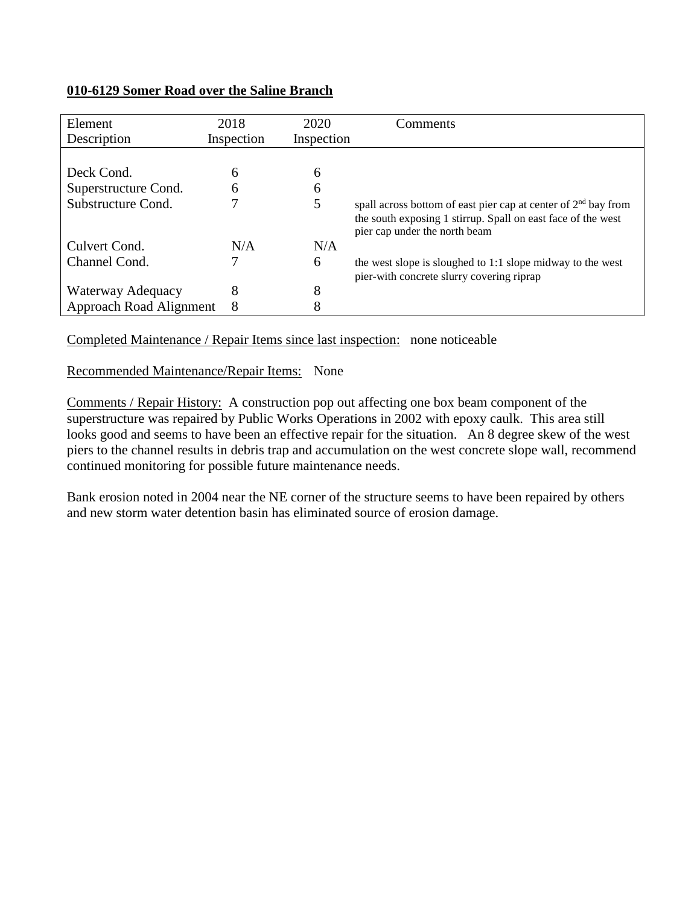**010-6129 Somer Road over the Saline Branch**

| Element Description | 2018 Inspection | 2020 Inspection | Comments |
|---|---|---|---|
| Deck Cond. | 6 | 6 | |
| Superstructure Cond. | 6 | 6 | |
| Substructure Cond. | 7 | 5 | spall across bottom of east pier cap at center of 2nd bay from the south exposing 1 stirrup. Spall on east face of the west pier cap under the north beam |
| Culvert Cond. | N/A | N/A | |
| Channel Cond. | 7 | 6 | the west slope is sloughed to 1:1 slope midway to the west pier-with concrete slurry covering riprap |
| Waterway Adequacy | 8 | 8 | |
| Approach Road Alignment | 8 | 8 | |

Completed Maintenance / Repair Items since last inspection: none noticeable

Recommended Maintenance/Repair Items: None

Comments / Repair History: A construction pop out affecting one box beam component of the superstructure was repaired by Public Works Operations in 2002 with epoxy caulk. This area still looks good and seems to have been an effective repair for the situation. An 8 degree skew of the west piers to the channel results in debris trap and accumulation on the west concrete slope wall, recommend continued monitoring for possible future maintenance needs.

Bank erosion noted in 2004 near the NE corner of the structure seems to have been repaired by others and new storm water detention basin has eliminated source of erosion damage.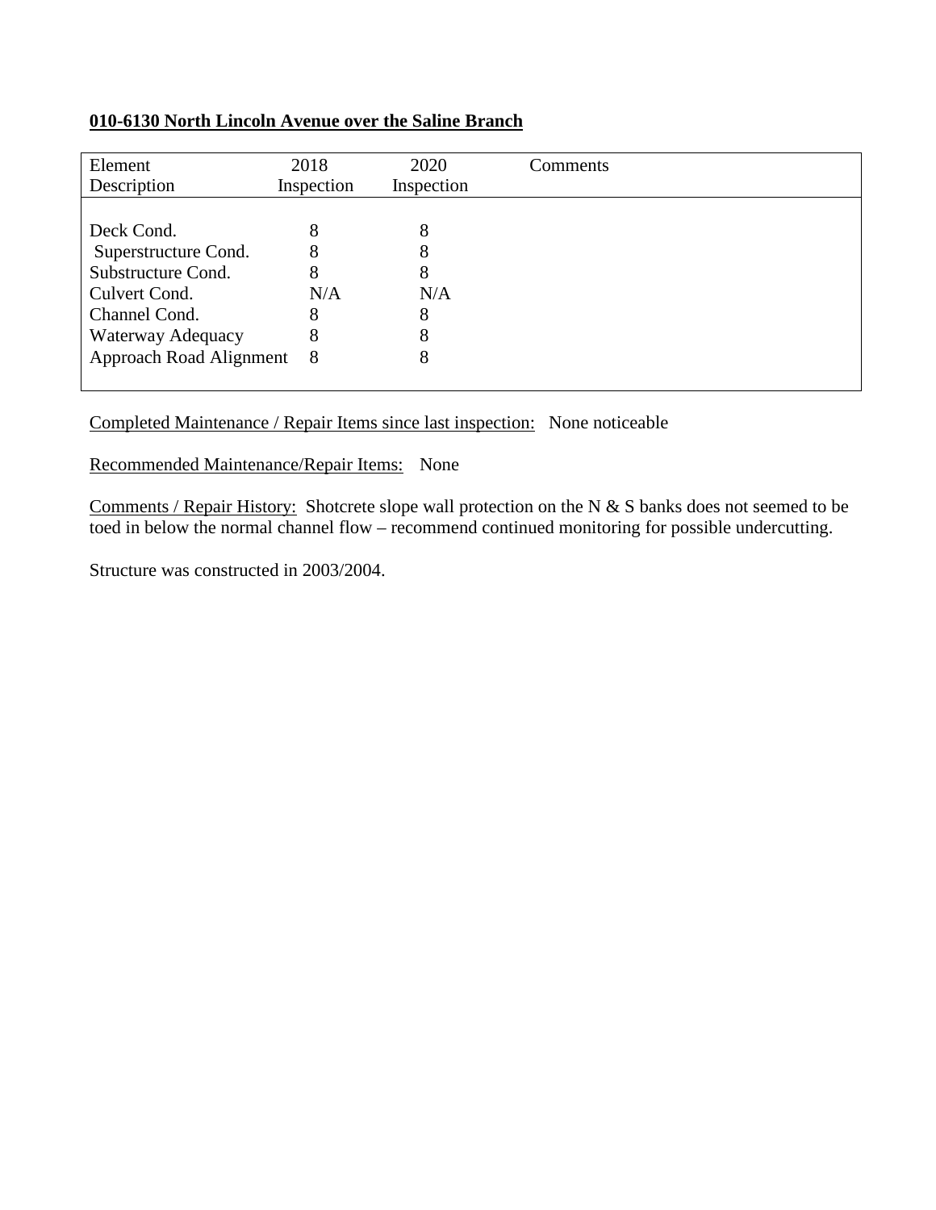**010-6130 North Lincoln Avenue over the Saline Branch**

| Element Description | 2018 Inspection | 2020 Inspection | Comments |
|---|---|---|---|
| Deck Cond. | 8 | 8 | |
| Superstructure Cond. | 8 | 8 | |
| Substructure Cond. | 8 | 8 | |
| Culvert Cond. | N/A | N/A | |
| Channel Cond. | 8 | 8 | |
| Waterway Adequacy | 8 | 8 | |
| Approach Road Alignment | 8 | 8 | |

Completed Maintenance / Repair Items since last inspection: None noticeable

Recommended Maintenance/Repair Items: None

Comments / Repair History: Shotcrete slope wall protection on the N & S banks does not seemed to be toed in below the normal channel flow – recommend continued monitoring for possible undercutting.

Structure was constructed in 2003/2004.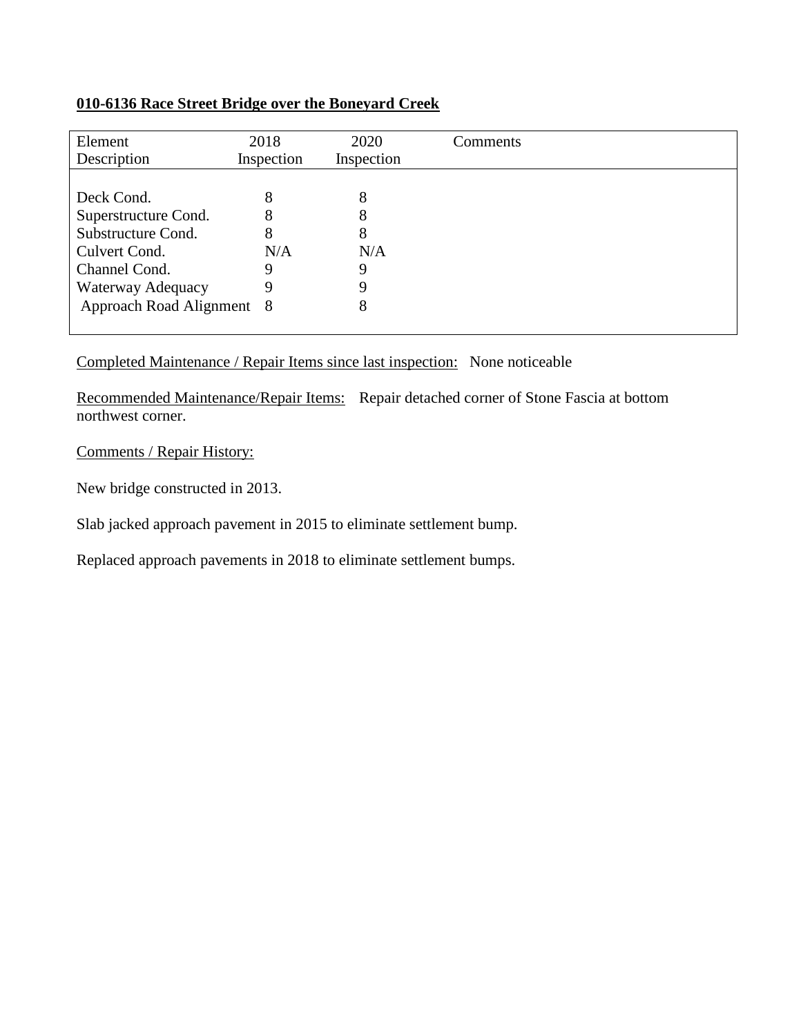**010-6136 Race Street Bridge over the Boneyard Creek**

| Element Description | 2018 Inspection | 2020 Inspection | Comments |
|---|---|---|---|
| Deck Cond. | 8 | 8 | |
| Superstructure Cond. | 8 | 8 | |
| Substructure Cond. | 8 | 8 | |
| Culvert Cond. | N/A | N/A | |
| Channel Cond. | 9 | 9 | |
| Waterway Adequacy | 9 | 9 | |
| Approach Road Alignment | 8 | 8 | |

Completed Maintenance / Repair Items since last inspection: None noticeable

Recommended Maintenance/Repair Items: Repair detached corner of Stone Fascia at bottom northwest corner.

Comments / Repair History:

New bridge constructed in 2013.

Slab jacked approach pavement in 2015 to eliminate settlement bump.

Replaced approach pavements in 2018 to eliminate settlement bumps.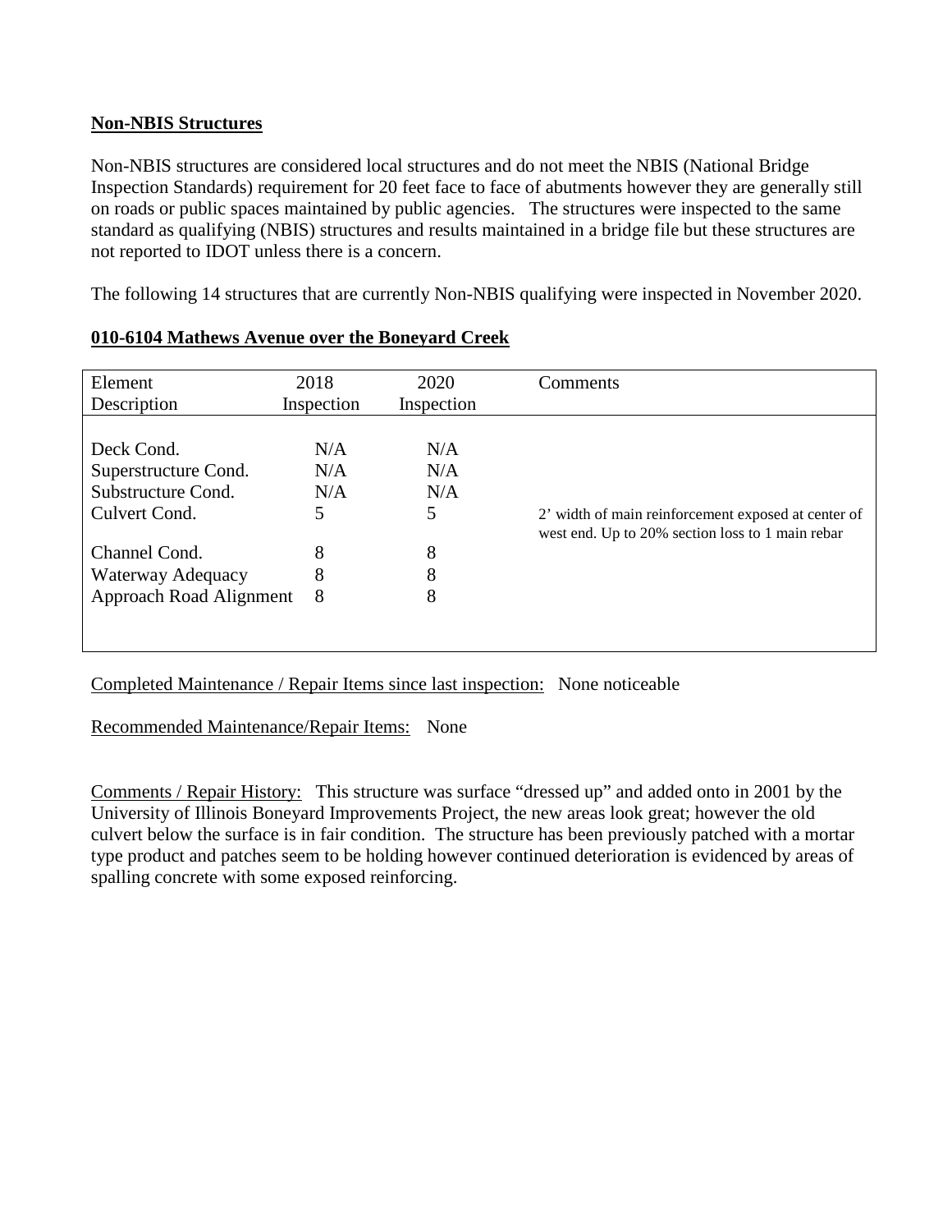**Non-NBIS Structures**

Non-NBIS structures are considered local structures and do not meet the NBIS (National Bridge Inspection Standards) requirement for 20 feet face to face of abutments however they are generally still on roads or public spaces maintained by public agencies. The structures were inspected to the same standard as qualifying (NBIS) structures and results maintained in a bridge file but these structures are not reported to IDOT unless there is a concern.

The following 14 structures that are currently Non-NBIS qualifying were inspected in November 2020.

**010-6104 Mathews Avenue over the Boneyard Creek**

| Element Description | 2018 Inspection | 2020 Inspection | Comments |
|---|---|---|---|
| Deck Cond. | N/A | N/A | |
| Superstructure Cond. | N/A | N/A | |
| Substructure Cond. | N/A | N/A | |
| Culvert Cond. | 5 | 5 | 2' width of main reinforcement exposed at center of west end. Up to 20% section loss to 1 main rebar |
| Channel Cond. | 8 | 8 | |
| Waterway Adequacy | 8 | 8 | |
| Approach Road Alignment | 8 | 8 | |

Completed Maintenance / Repair Items since last inspection: None noticeable

Recommended Maintenance/Repair Items: None

Comments / Repair History: This structure was surface "dressed up" and added onto in 2001 by the University of Illinois Boneyard Improvements Project, the new areas look great; however the old culvert below the surface is in fair condition. The structure has been previously patched with a mortar type product and patches seem to be holding however continued deterioration is evidenced by areas of spalling concrete with some exposed reinforcing.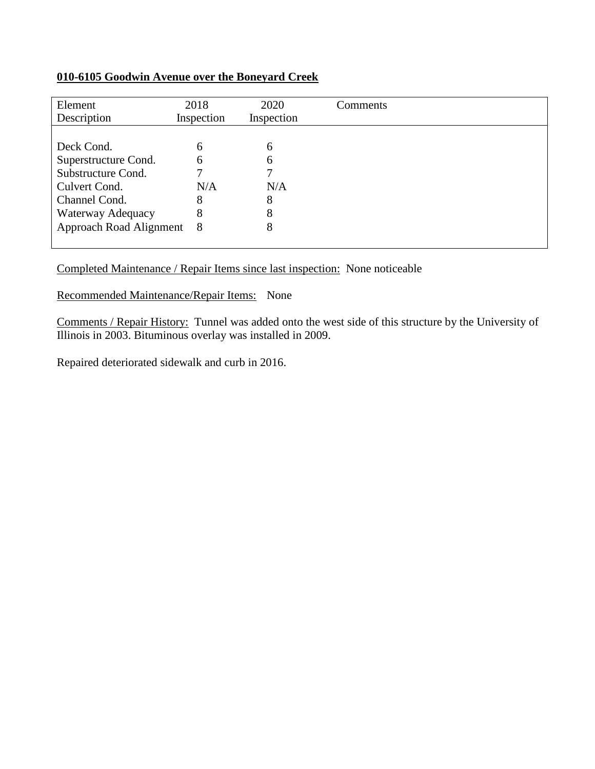**010-6105 Goodwin Avenue over the Boneyard Creek**

| Element Description | 2018 Inspection | 2020 Inspection | Comments |
|---|---|---|---|
| Deck Cond. | 6 | 6 | |
| Superstructure Cond. | 6 | 6 | |
| Substructure Cond. | 7 | 7 | |
| Culvert Cond. | N/A | N/A | |
| Channel Cond. | 8 | 8 | |
| Waterway Adequacy | 8 | 8 | |
| Approach Road Alignment | 8 | 8 | |

Completed Maintenance / Repair Items since last inspection: None noticeable

Recommended Maintenance/Repair Items: None

Comments / Repair History: Tunnel was added onto the west side of this structure by the University of Illinois in 2003. Bituminous overlay was installed in 2009.

Repaired deteriorated sidewalk and curb in 2016.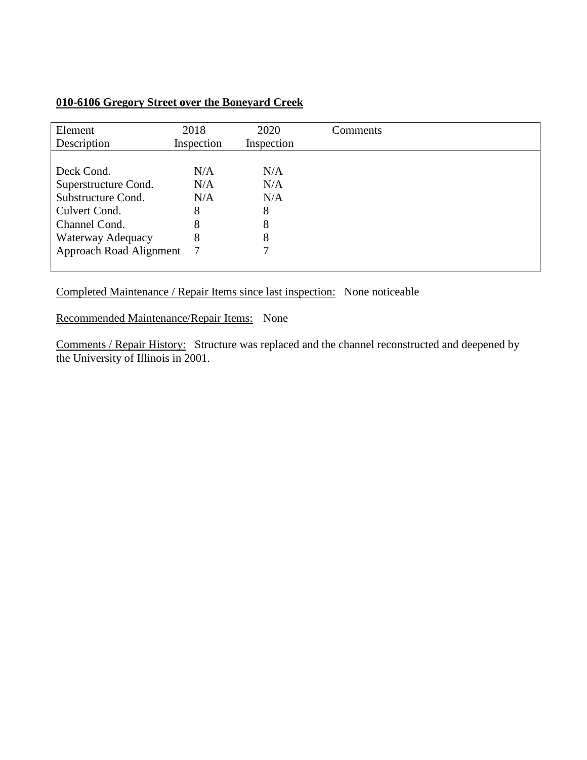**010-6106 Gregory Street over the Boneyard Creek**

| Element Description | 2018 Inspection | 2020 Inspection | Comments |
|---|---|---|---|
| Deck Cond. | N/A | N/A | |
| Superstructure Cond. | N/A | N/A | |
| Substructure Cond. | N/A | N/A | |
| Culvert Cond. | 8 | 8 | |
| Channel Cond. | 8 | 8 | |
| Waterway Adequacy | 8 | 8 | |
| Approach Road Alignment | 7 | 7 | |

Completed Maintenance / Repair Items since last inspection: None noticeable

Recommended Maintenance/Repair Items: None

Comments / Repair History: Structure was replaced and the channel reconstructed and deepened by the University of Illinois in 2001.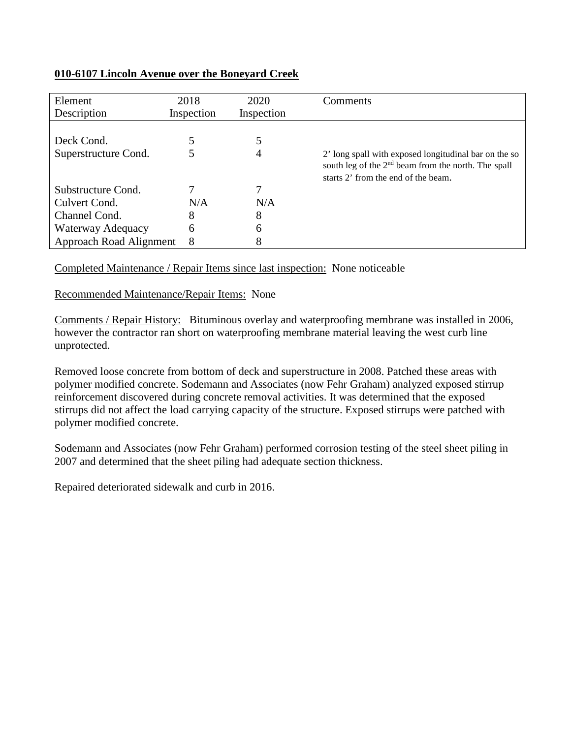**010-6107 Lincoln Avenue over the Boneyard Creek**

| Element Description | 2018 Inspection | 2020 Inspection | Comments |
|---|---|---|---|
| Deck Cond. | 5 | 5 | |
| Superstructure Cond. | 5 | 4 | 2' long spall with exposed longitudinal bar on the so south leg of the 2nd beam from the north. The spall starts 2' from the end of the beam. |
| Substructure Cond. | 7 | 7 | |
| Culvert Cond. | N/A | N/A | |
| Channel Cond. | 8 | 8 | |
| Waterway Adequacy | 6 | 6 | |
| Approach Road Alignment | 8 | 8 | |

Completed Maintenance / Repair Items since last inspection: None noticeable

Recommended Maintenance/Repair Items: None

Comments / Repair History: Bituminous overlay and waterproofing membrane was installed in 2006, however the contractor ran short on waterproofing membrane material leaving the west curb line unprotected.

Removed loose concrete from bottom of deck and superstructure in 2008. Patched these areas with polymer modified concrete. Sodemann and Associates (now Fehr Graham) analyzed exposed stirrup reinforcement discovered during concrete removal activities. It was determined that the exposed stirrups did not affect the load carrying capacity of the structure. Exposed stirrups were patched with polymer modified concrete.

Sodemann and Associates (now Fehr Graham) performed corrosion testing of the steel sheet piling in 2007 and determined that the sheet piling had adequate section thickness.

Repaired deteriorated sidewalk and curb in 2016.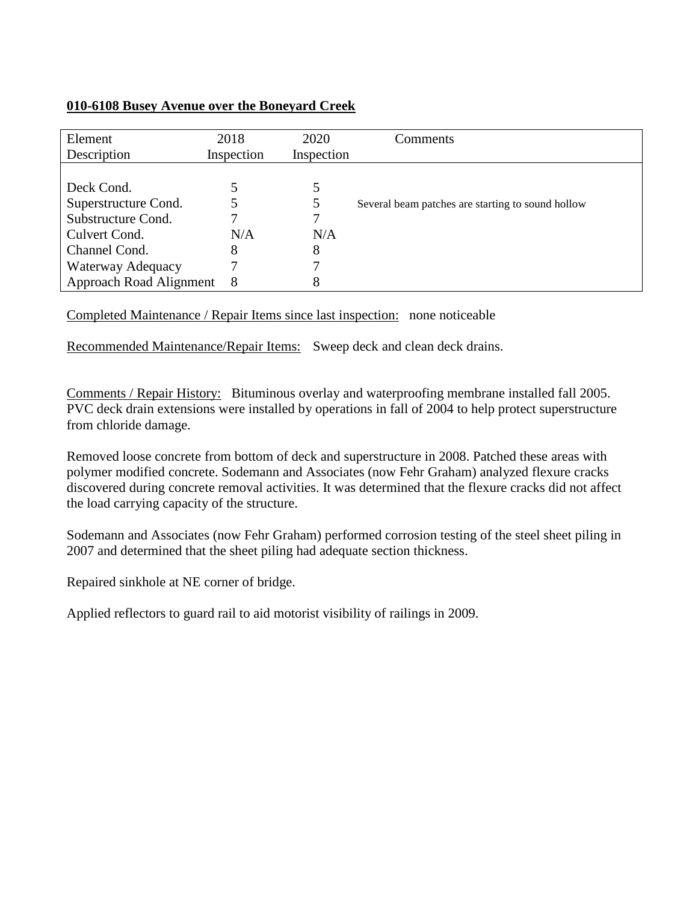**010-6108 Busey Avenue over the Boneyard Creek**

| Element Description | 2018 Inspection | 2020 Inspection | Comments |
|---|---|---|---|
| Deck Cond. | 5 | 5 | |
| Superstructure Cond. | 5 | 5 | Several beam patches are starting to sound hollow |
| Substructure Cond. | 7 | 7 | |
| Culvert Cond. | N/A | N/A | |
| Channel Cond. | 8 | 8 | |
| Waterway Adequacy | 7 | 7 | |
| Approach Road Alignment | 8 | 8 | |

Completed Maintenance / Repair Items since last inspection: none noticeable

Recommended Maintenance/Repair Items: Sweep deck and clean deck drains.

Comments / Repair History: Bituminous overlay and waterproofing membrane installed fall 2005. PVC deck drain extensions were installed by operations in fall of 2004 to help protect superstructure from chloride damage.

Removed loose concrete from bottom of deck and superstructure in 2008. Patched these areas with polymer modified concrete. Sodemann and Associates (now Fehr Graham) analyzed flexure cracks discovered during concrete removal activities. It was determined that the flexure cracks did not affect the load carrying capacity of the structure.

Sodemann and Associates (now Fehr Graham) performed corrosion testing of the steel sheet piling in 2007 and determined that the sheet piling had adequate section thickness.

Repaired sinkhole at NE corner of bridge.

Applied reflectors to guard rail to aid motorist visibility of railings in 2009.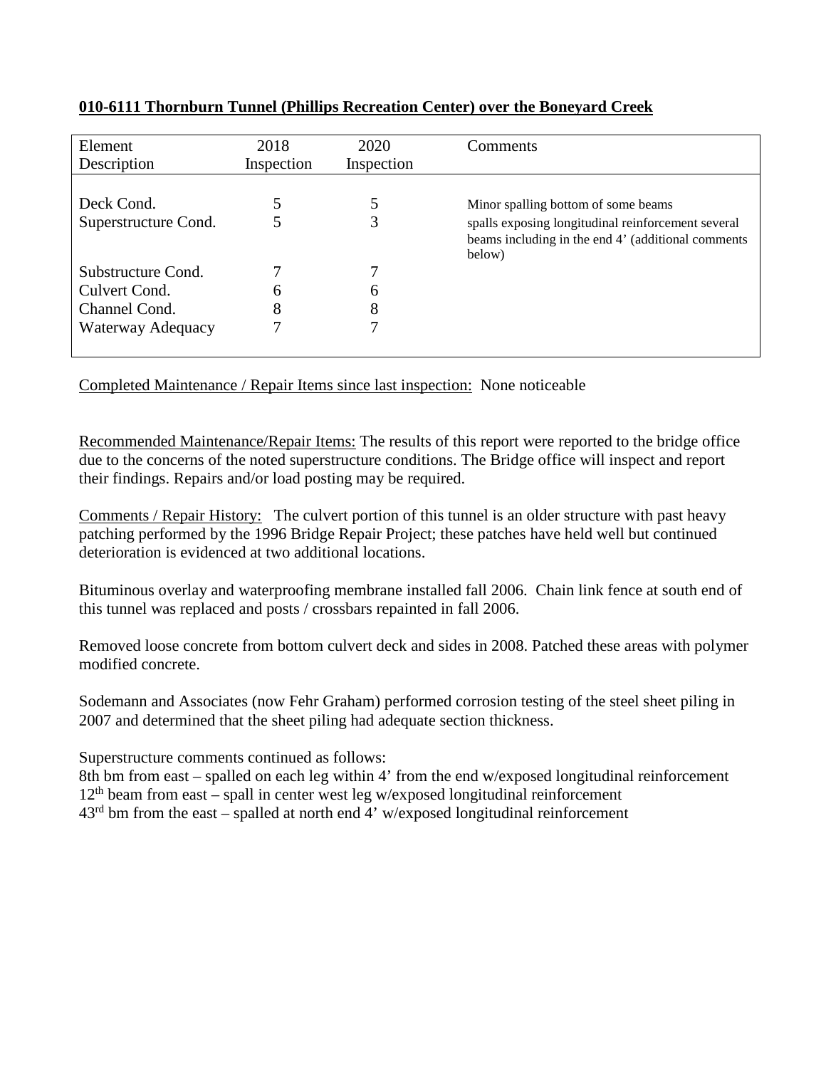**010-6111 Thornburn Tunnel (Phillips Recreation Center) over the Boneyard Creek**

| Element Description | 2018 Inspection | 2020 Inspection | Comments |
|---|---|---|---|
| Deck Cond. | 5 | 5 | Minor spalling bottom of some beams |
| Superstructure Cond. | 5 | 3 | spalls exposing longitudinal reinforcement several beams including in the end 4' (additional comments below) |
| Substructure Cond. | 7 | 7 | |
| Culvert Cond. | 6 | 6 | |
| Channel Cond. | 8 | 8 | |
| Waterway Adequacy | 7 | 7 | |

Completed Maintenance / Repair Items since last inspection: None noticeable

Recommended Maintenance/Repair Items: The results of this report were reported to the bridge office due to the concerns of the noted superstructure conditions. The Bridge office will inspect and report their findings. Repairs and/or load posting may be required.

Comments / Repair History: The culvert portion of this tunnel is an older structure with past heavy patching performed by the 1996 Bridge Repair Project; these patches have held well but continued deterioration is evidenced at two additional locations.

Bituminous overlay and waterproofing membrane installed fall 2006. Chain link fence at south end of this tunnel was replaced and posts / crossbars repainted in fall 2006.

Removed loose concrete from bottom culvert deck and sides in 2008. Patched these areas with polymer modified concrete.

Sodemann and Associates (now Fehr Graham) performed corrosion testing of the steel sheet piling in 2007 and determined that the sheet piling had adequate section thickness.

Superstructure comments continued as follows:
8th bm from east – spalled on each leg within 4' from the end w/exposed longitudinal reinforcement
12th beam from east – spall in center west leg w/exposed longitudinal reinforcement
43rd bm from the east – spalled at north end 4' w/exposed longitudinal reinforcement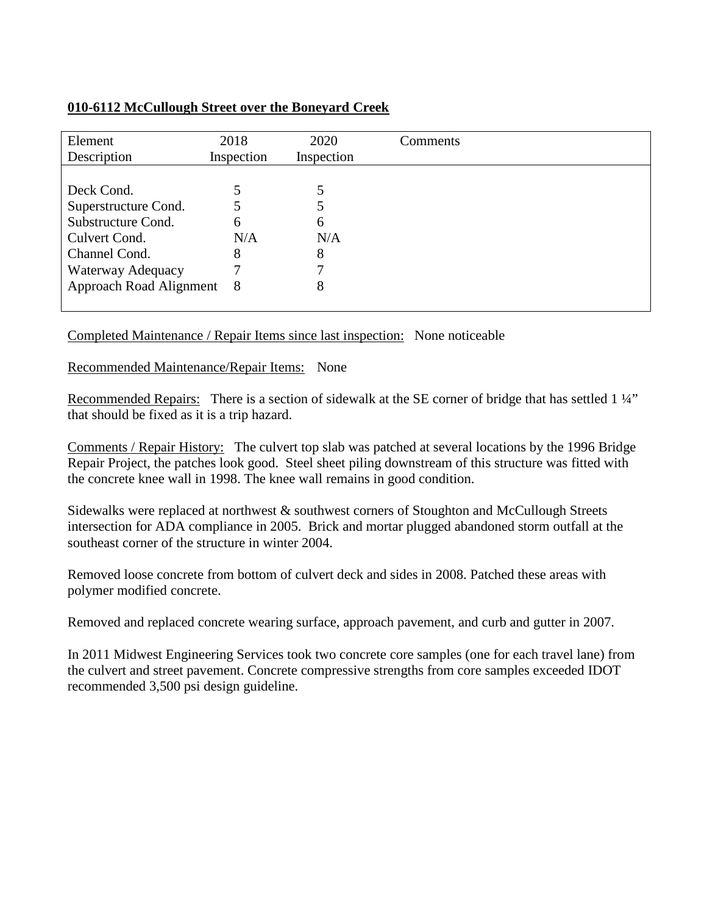**010-6112 McCullough Street over the Boneyard Creek**

| Element Description | 2018 Inspection | 2020 Inspection | Comments |
| --- | --- | --- | --- |
| Deck Cond. | 5 | 5 | |
| Superstructure Cond. | 5 | 5 | |
| Substructure Cond. | 6 | 6 | |
| Culvert Cond. | N/A | N/A | |
| Channel Cond. | 8 | 8 | |
| Waterway Adequacy | 7 | 7 | |
| Approach Road Alignment | 8 | 8 | |

Completed Maintenance / Repair Items since last inspection: None noticeable

Recommended Maintenance/Repair Items: None

Recommended Repairs: There is a section of sidewalk at the SE corner of bridge that has settled 1 ¼" that should be fixed as it is a trip hazard.

Comments / Repair History: The culvert top slab was patched at several locations by the 1996 Bridge Repair Project, the patches look good. Steel sheet piling downstream of this structure was fitted with the concrete knee wall in 1998. The knee wall remains in good condition.

Sidewalks were replaced at northwest & southwest corners of Stoughton and McCullough Streets intersection for ADA compliance in 2005. Brick and mortar plugged abandoned storm outfall at the southeast corner of the structure in winter 2004.

Removed loose concrete from bottom of culvert deck and sides in 2008. Patched these areas with polymer modified concrete.

Removed and replaced concrete wearing surface, approach pavement, and curb and gutter in 2007.

In 2011 Midwest Engineering Services took two concrete core samples (one for each travel lane) from the culvert and street pavement. Concrete compressive strengths from core samples exceeded IDOT recommended 3,500 psi design guideline.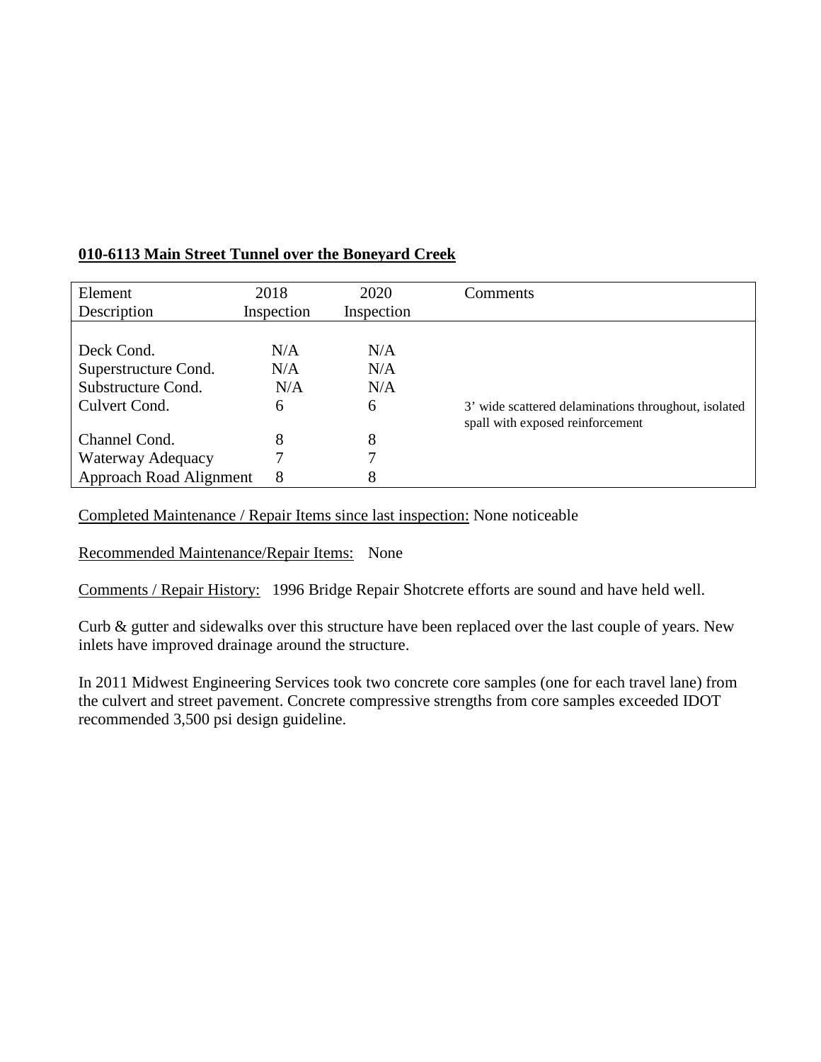**010-6113 Main Street Tunnel over the Boneyard Creek**

| Element Description | 2018 Inspection | 2020 Inspection | Comments |
|---|---|---|---|
| Deck Cond. | N/A | N/A | |
| Superstructure Cond. | N/A | N/A | |
| Substructure Cond. | N/A | N/A | |
| Culvert Cond. | 6 | 6 | 3' wide scattered delaminations throughout, isolated spall with exposed reinforcement |
| Channel Cond. | 8 | 8 | |
| Waterway Adequacy | 7 | 7 | |
| Approach Road Alignment | 8 | 8 | |

Completed Maintenance / Repair Items since last inspection: None noticeable

Recommended Maintenance/Repair Items: None

Comments / Repair History: 1996 Bridge Repair Shotcrete efforts are sound and have held well.

Curb & gutter and sidewalks over this structure have been replaced over the last couple of years. New inlets have improved drainage around the structure.

In 2011 Midwest Engineering Services took two concrete core samples (one for each travel lane) from the culvert and street pavement. Concrete compressive strengths from core samples exceeded IDOT recommended 3,500 psi design guideline.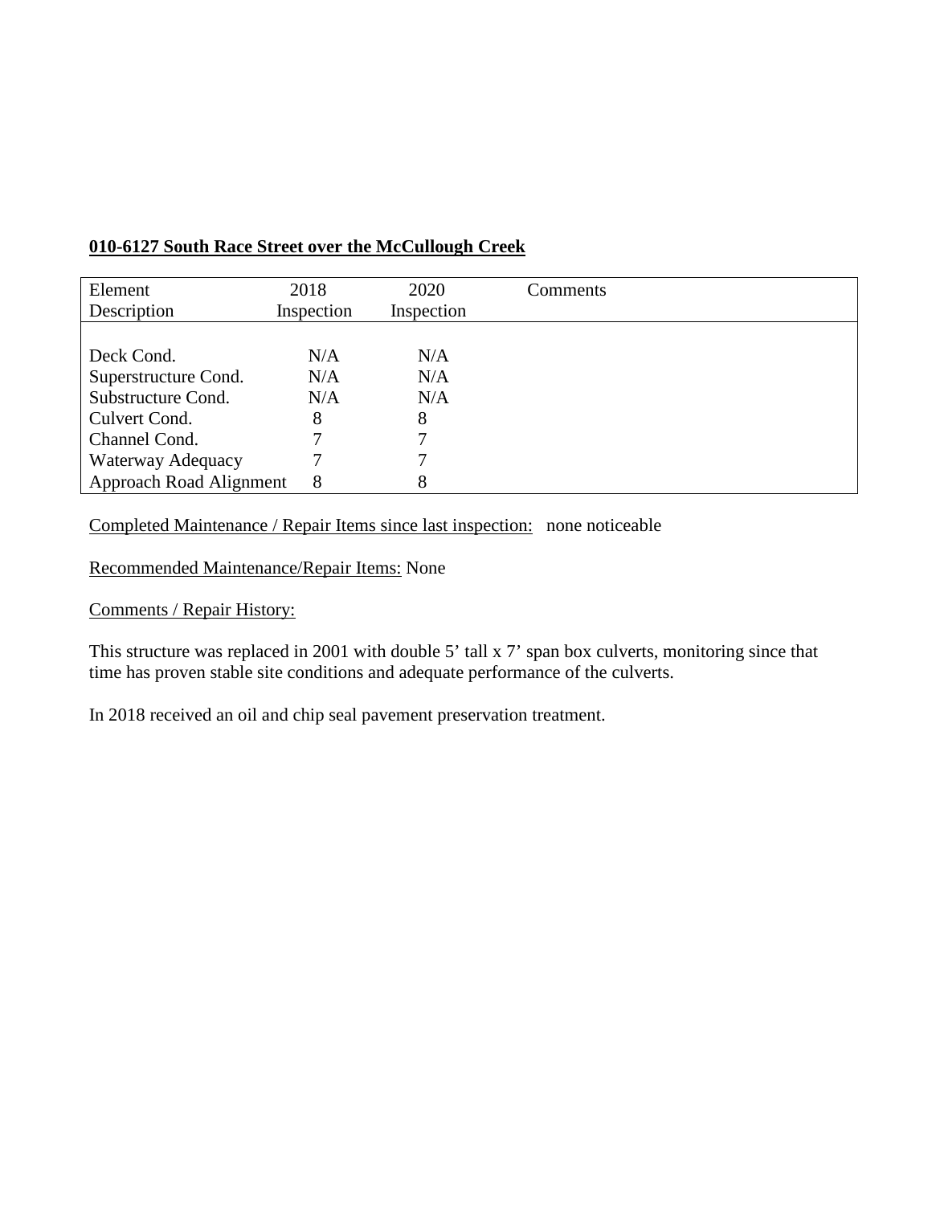**010-6127 South Race Street over the McCullough Creek**

| Element Description | 2018 Inspection | 2020 Inspection | Comments |
|---|---|---|---|
| Deck Cond. | N/A | N/A | |
| Superstructure Cond. | N/A | N/A | |
| Substructure Cond. | N/A | N/A | |
| Culvert Cond. | 8 | 8 | |
| Channel Cond. | 7 | 7 | |
| Waterway Adequacy | 7 | 7 | |
| Approach Road Alignment | 8 | 8 | |

Completed Maintenance / Repair Items since last inspection: none noticeable

Recommended Maintenance/Repair Items: None

Comments / Repair History:

This structure was replaced in 2001 with double 5' tall x 7' span box culverts, monitoring since that time has proven stable site conditions and adequate performance of the culverts.

In 2018 received an oil and chip seal pavement preservation treatment.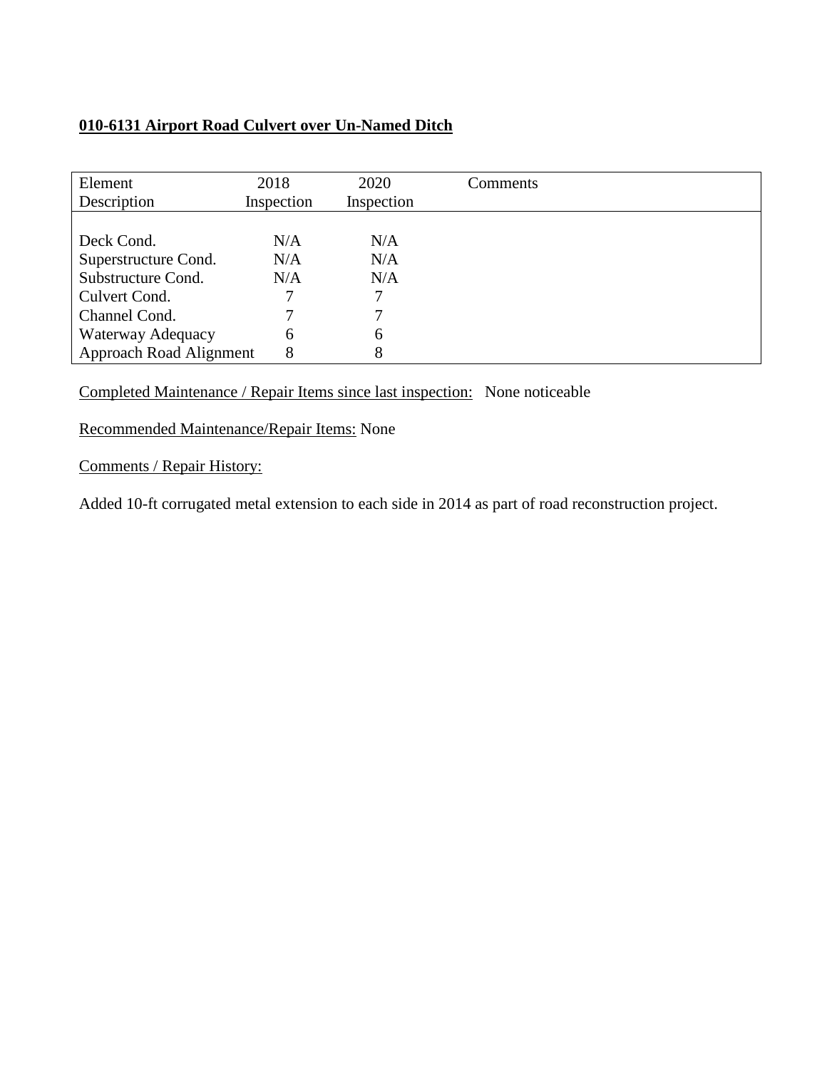**010-6131 Airport Road Culvert over Un-Named Ditch**

| Element Description | 2018 Inspection | 2020 Inspection | Comments |
|---|---|---|---|
| Deck Cond. | N/A | N/A | |
| Superstructure Cond. | N/A | N/A | |
| Substructure Cond. | N/A | N/A | |
| Culvert Cond. | 7 | 7 | |
| Channel Cond. | 7 | 7 | |
| Waterway Adequacy | 6 | 6 | |
| Approach Road Alignment | 8 | 8 | |

Completed Maintenance / Repair Items since last inspection: None noticeable

Recommended Maintenance/Repair Items: None

Comments / Repair History:

Added 10-ft corrugated metal extension to each side in 2014 as part of road reconstruction project.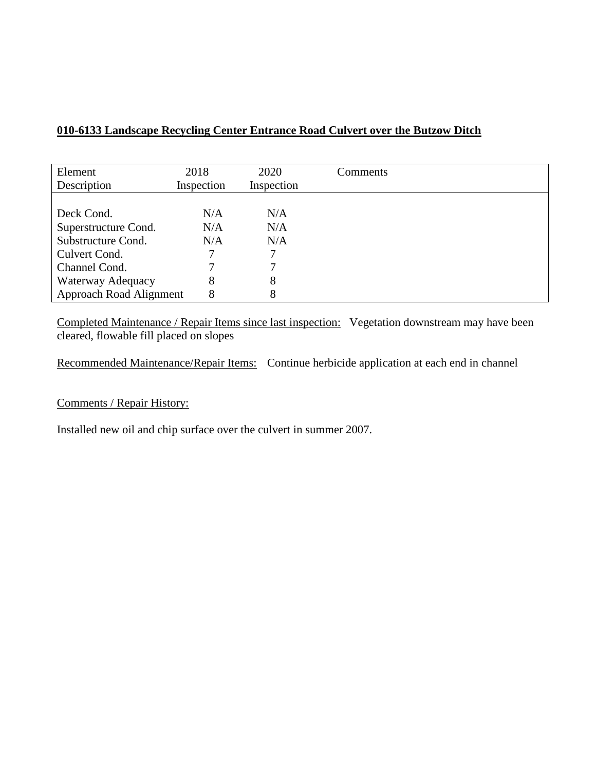**010-6133 Landscape Recycling Center Entrance Road Culvert over the Butzow Ditch**

| Element Description | 2018 Inspection | 2020 Inspection | Comments |
|---|---|---|---|
| Deck Cond. | N/A | N/A | |
| Superstructure Cond. | N/A | N/A | |
| Substructure Cond. | N/A | N/A | |
| Culvert Cond. | 7 | 7 | |
| Channel Cond. | 7 | 7 | |
| Waterway Adequacy | 8 | 8 | |
| Approach Road Alignment | 8 | 8 | |

Completed Maintenance / Repair Items since last inspection: Vegetation downstream may have been cleared, flowable fill placed on slopes

Recommended Maintenance/Repair Items: Continue herbicide application at each end in channel

Comments / Repair History:

Installed new oil and chip surface over the culvert in summer 2007.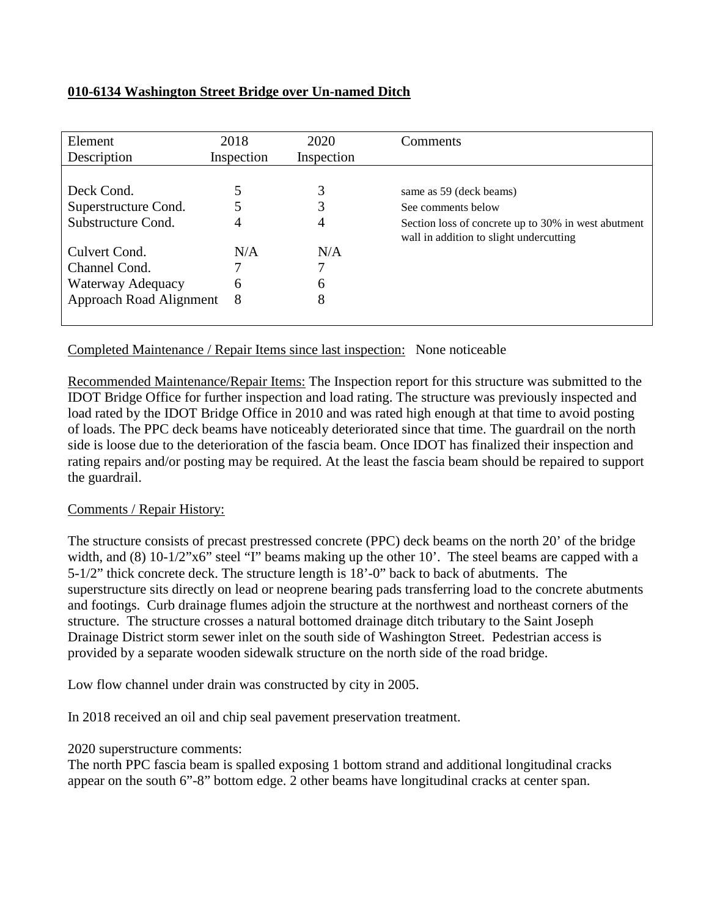**010-6134 Washington Street Bridge over Un-named Ditch**

| Element Description | 2018 Inspection | 2020 Inspection | Comments |
|---|---|---|---|
| Deck Cond. | 5 | 3 | same as 59 (deck beams) |
| Superstructure Cond. | 5 | 3 | See comments below |
| Substructure Cond. | 4 | 4 | Section loss of concrete up to 30% in west abutment wall in addition to slight undercutting |
| Culvert Cond. | N/A | N/A | |
| Channel Cond. | 7 | 7 | |
| Waterway Adequacy | 6 | 6 | |
| Approach Road Alignment | 8 | 8 | |

Completed Maintenance / Repair Items since last inspection: None noticeable

Recommended Maintenance/Repair Items: The Inspection report for this structure was submitted to the IDOT Bridge Office for further inspection and load rating. The structure was previously inspected and load rated by the IDOT Bridge Office in 2010 and was rated high enough at that time to avoid posting of loads. The PPC deck beams have noticeably deteriorated since that time. The guardrail on the north side is loose due to the deterioration of the fascia beam. Once IDOT has finalized their inspection and rating repairs and/or posting may be required. At the least the fascia beam should be repaired to support the guardrail.

Comments / Repair History:

The structure consists of precast prestressed concrete (PPC) deck beams on the north 20' of the bridge width, and (8) 10-1/2"x6" steel "I" beams making up the other 10'. The steel beams are capped with a 5-1/2" thick concrete deck. The structure length is 18'-0" back to back of abutments. The superstructure sits directly on lead or neoprene bearing pads transferring load to the concrete abutments and footings. Curb drainage flumes adjoin the structure at the northwest and northeast corners of the structure. The structure crosses a natural bottomed drainage ditch tributary to the Saint Joseph Drainage District storm sewer inlet on the south side of Washington Street. Pedestrian access is provided by a separate wooden sidewalk structure on the north side of the road bridge.

Low flow channel under drain was constructed by city in 2005.

In 2018 received an oil and chip seal pavement preservation treatment.

2020 superstructure comments:
The north PPC fascia beam is spalled exposing 1 bottom strand and additional longitudinal cracks appear on the south 6"-8" bottom edge. 2 other beams have longitudinal cracks at center span.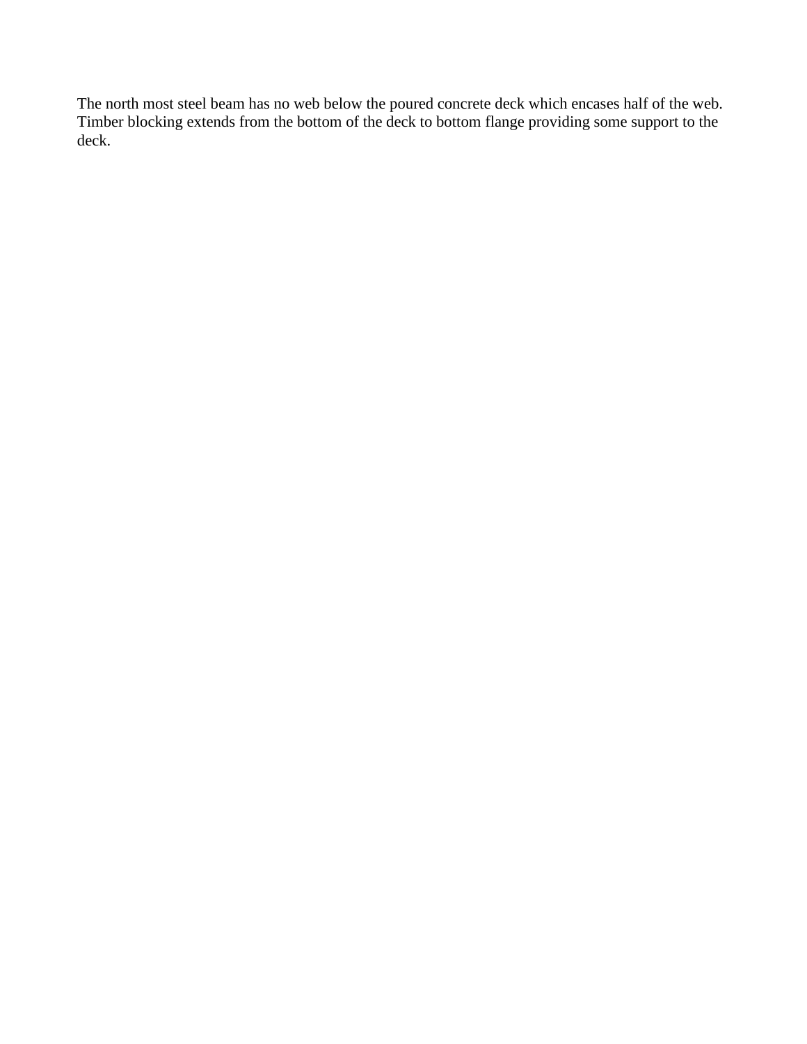The north most steel beam has no web below the poured concrete deck which encases half of the web. Timber blocking extends from the bottom of the deck to bottom flange providing some support to the deck.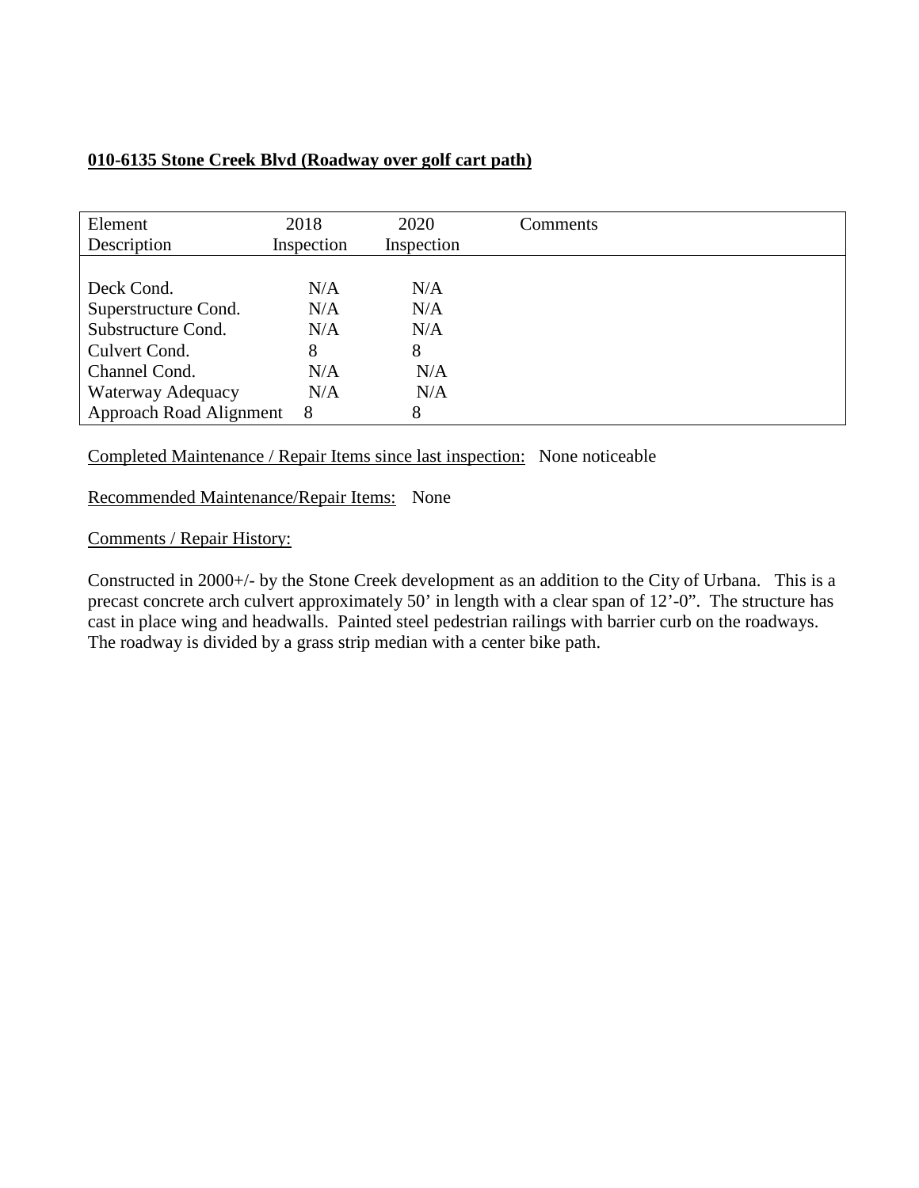**010-6135 Stone Creek Blvd (Roadway over golf cart path)**

| Element Description | 2018 Inspection | 2020 Inspection | Comments |
|---|---|---|---|
| Deck Cond. | N/A | N/A | |
| Superstructure Cond. | N/A | N/A | |
| Substructure Cond. | N/A | N/A | |
| Culvert Cond. | 8 | 8 | |
| Channel Cond. | N/A | N/A | |
| Waterway Adequacy | N/A | N/A | |
| Approach Road Alignment | 8 | 8 | |

Completed Maintenance / Repair Items since last inspection: None noticeable

Recommended Maintenance/Repair Items: None

Comments / Repair History:

Constructed in 2000+/- by the Stone Creek development as an addition to the City of Urbana. This is a precast concrete arch culvert approximately 50' in length with a clear span of 12'-0". The structure has cast in place wing and headwalls. Painted steel pedestrian railings with barrier curb on the roadways. The roadway is divided by a grass strip median with a center bike path.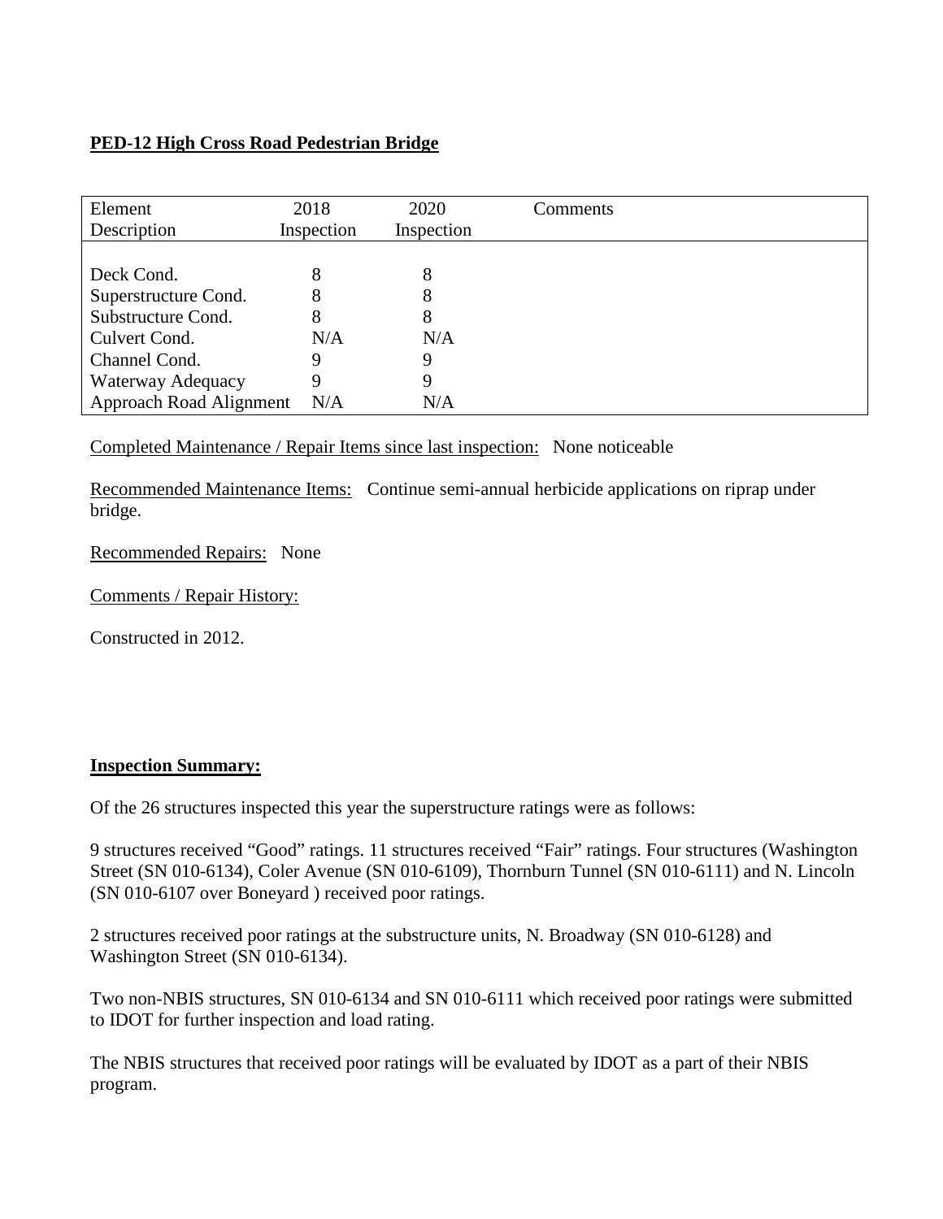**PED-12 High Cross Road Pedestrian Bridge**

| Element Description | 2018 Inspection | 2020 Inspection | Comments |
|---|---|---|---|
| Deck Cond. | 8 | 8 | |
| Superstructure Cond. | 8 | 8 | |
| Substructure Cond. | 8 | 8 | |
| Culvert Cond. | N/A | N/A | |
| Channel Cond. | 9 | 9 | |
| Waterway Adequacy | 9 | 9 | |
| Approach Road Alignment | N/A | N/A | |

Completed Maintenance / Repair Items since last inspection: None noticeable

Recommended Maintenance Items: Continue semi-annual herbicide applications on riprap under bridge.

Recommended Repairs: None

Comments / Repair History:

Constructed in 2012.

**Inspection Summary:**

Of the 26 structures inspected this year the superstructure ratings were as follows:

9 structures received "Good" ratings. 11 structures received "Fair" ratings. Four structures (Washington Street (SN 010-6134), Coler Avenue (SN 010-6109), Thornburn Tunnel (SN 010-6111) and N. Lincoln (SN 010-6107 over Boneyard ) received poor ratings.

2 structures received poor ratings at the substructure units, N. Broadway (SN 010-6128) and Washington Street (SN 010-6134).

Two non-NBIS structures, SN 010-6134 and SN 010-6111 which received poor ratings were submitted to IDOT for further inspection and load rating.

The NBIS structures that received poor ratings will be evaluated by IDOT as a part of their NBIS program.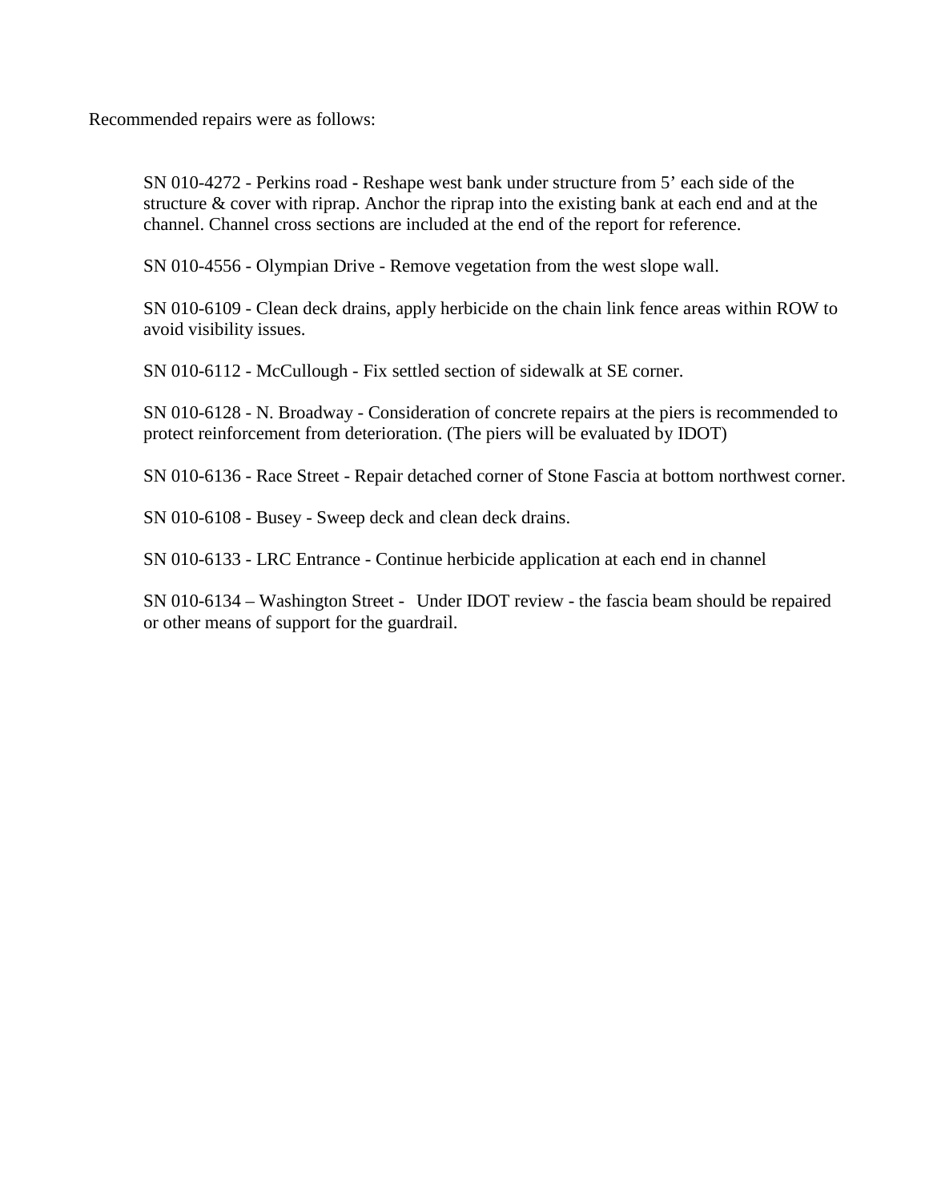Recommended repairs were as follows:

SN 010-4272 - Perkins road - Reshape west bank under structure from 5' each side of the structure & cover with riprap. Anchor the riprap into the existing bank at each end and at the channel. Channel cross sections are included at the end of the report for reference.

SN 010-4556 - Olympian Drive - Remove vegetation from the west slope wall.

SN 010-6109 - Clean deck drains, apply herbicide on the chain link fence areas within ROW to avoid visibility issues.

SN 010-6112 - McCullough - Fix settled section of sidewalk at SE corner.

SN 010-6128 - N. Broadway - Consideration of concrete repairs at the piers is recommended to protect reinforcement from deterioration. (The piers will be evaluated by IDOT)

SN 010-6136 - Race Street - Repair detached corner of Stone Fascia at bottom northwest corner.

SN 010-6108 - Busey - Sweep deck and clean deck drains.

SN 010-6133 - LRC Entrance - Continue herbicide application at each end in channel

SN 010-6134 – Washington Street - Under IDOT review - the fascia beam should be repaired or other means of support for the guardrail.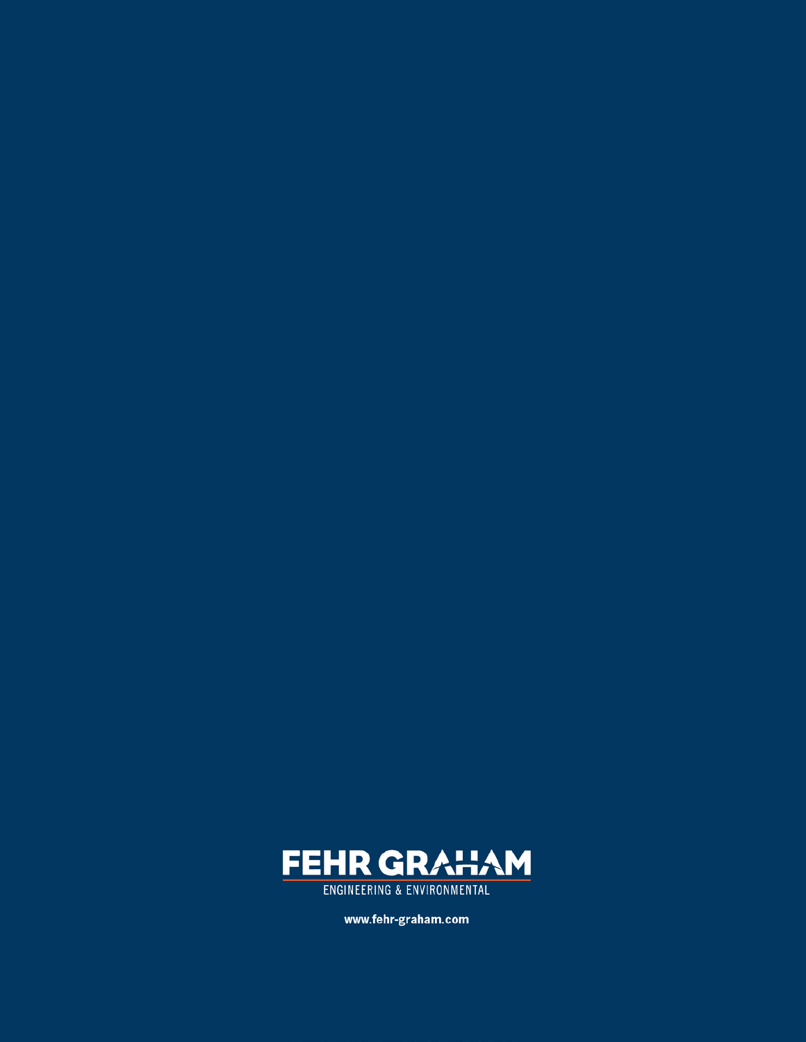FEHR GRAHAM

ENGINEERING & ENVIRONMENTAL

www.fehr-graham.com